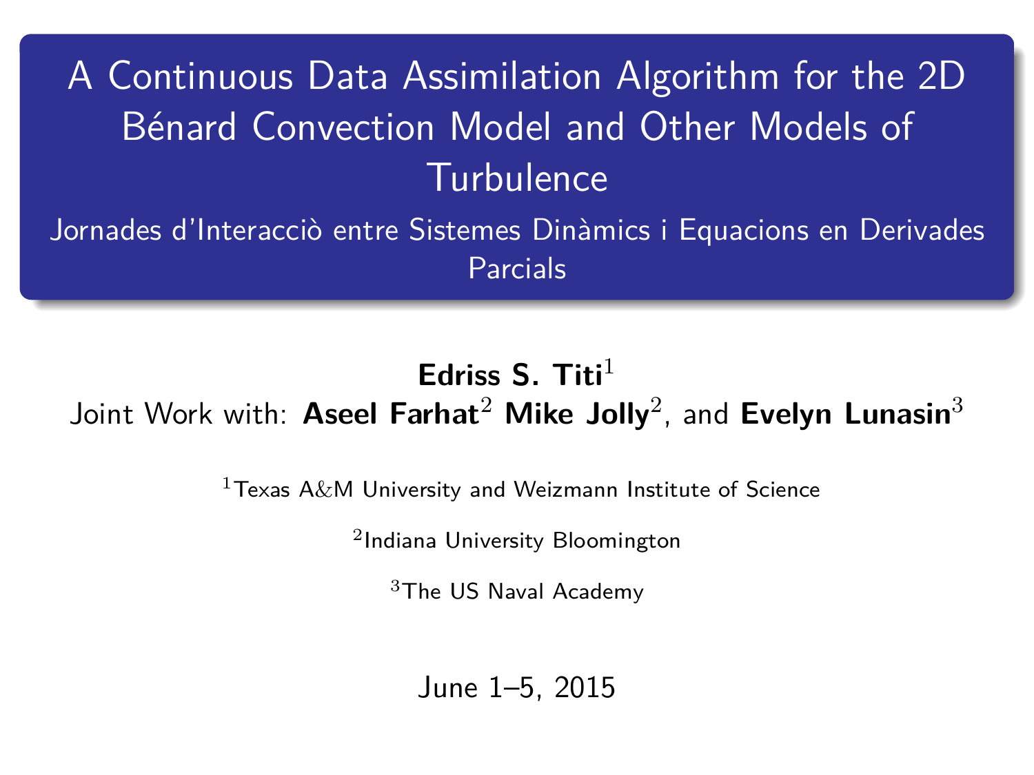# A Continuous Data Assimilation Algorithm for the 2D Bénard Convection Model and Other Models of Turbulence

## Jornades d'Interacciò entre Sistemes Dinàmics i Equacions en Derivades Parcials

**Edriss S. Titi**[1]

Joint Work with: **Aseel Farhat**[2] **Mike Jolly**[2], and **Evelyn Lunasin**[3]

[1]Texas A&M University and Weizmann Institute of Science

[2]Indiana University Bloomington

[3]The US Naval Academy

June 1–5, 2015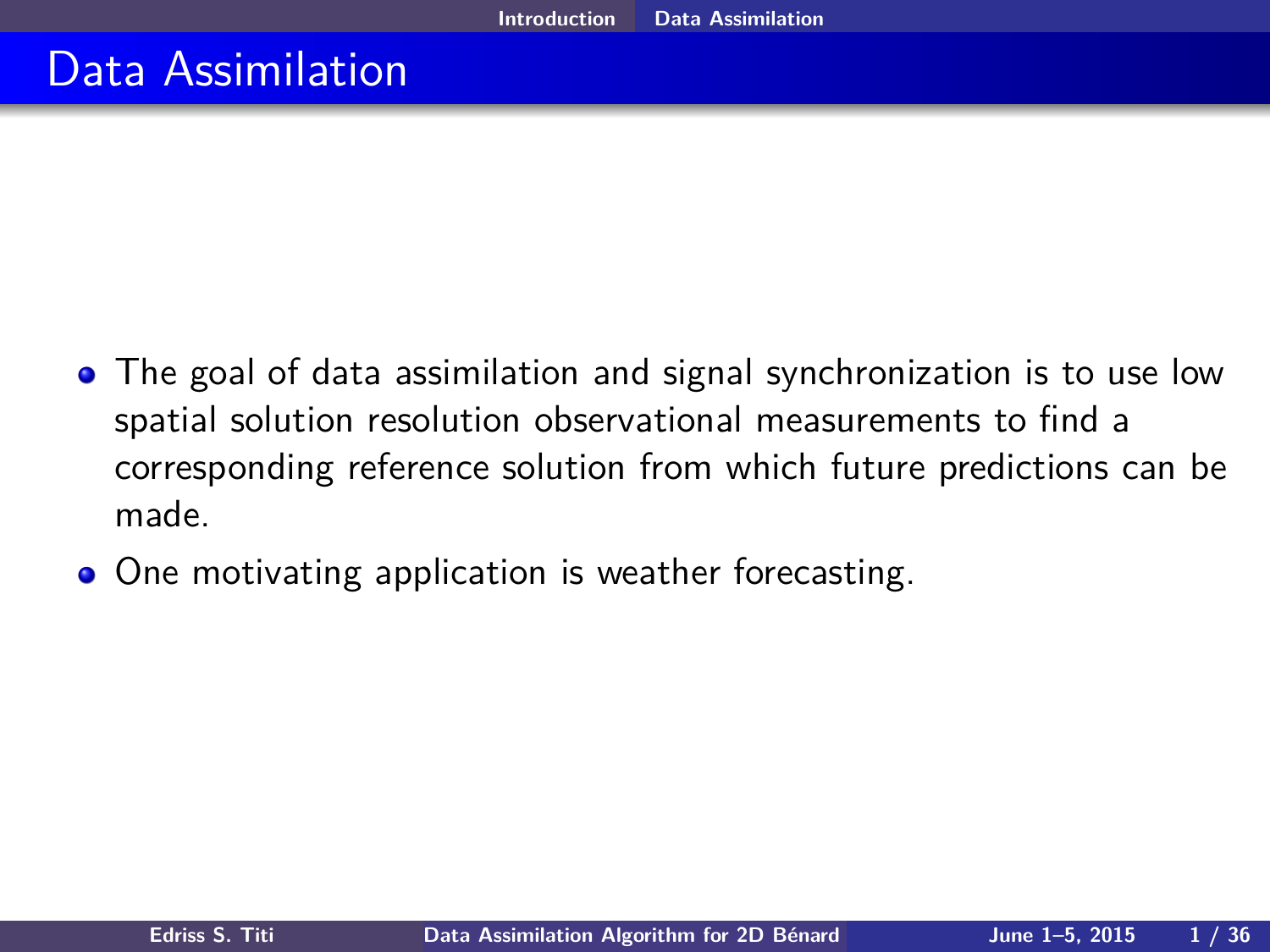# Data Assimilation

- The goal of data assimilation and signal synchronization is to use low spatial solution resolution observational measurements to find a corresponding reference solution from which future predictions can be made.
- One motivating application is weather forecasting.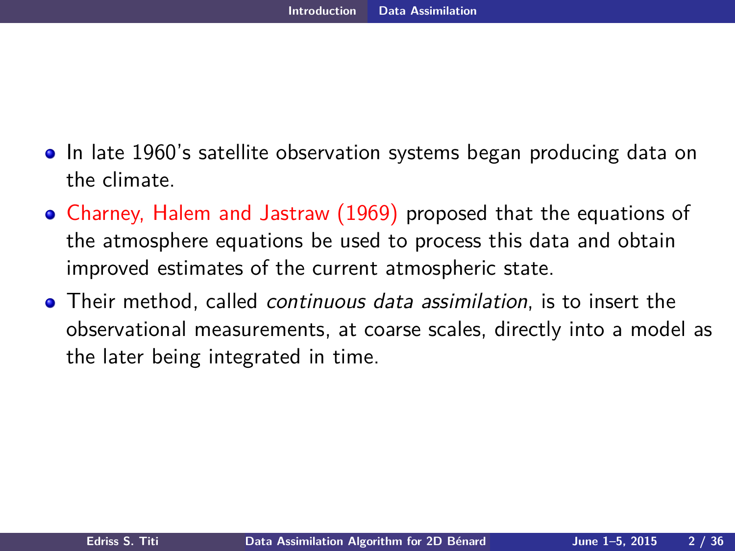- In late 1960's satellite observation systems began producing data on the climate.
- Charney, Halem and Jastraw (1969) proposed that the equations of the atmosphere equations be used to process this data and obtain improved estimates of the current atmospheric state.
- Their method, called *continuous data assimilation*, is to insert the observational measurements, at coarse scales, directly into a model as the later being integrated in time.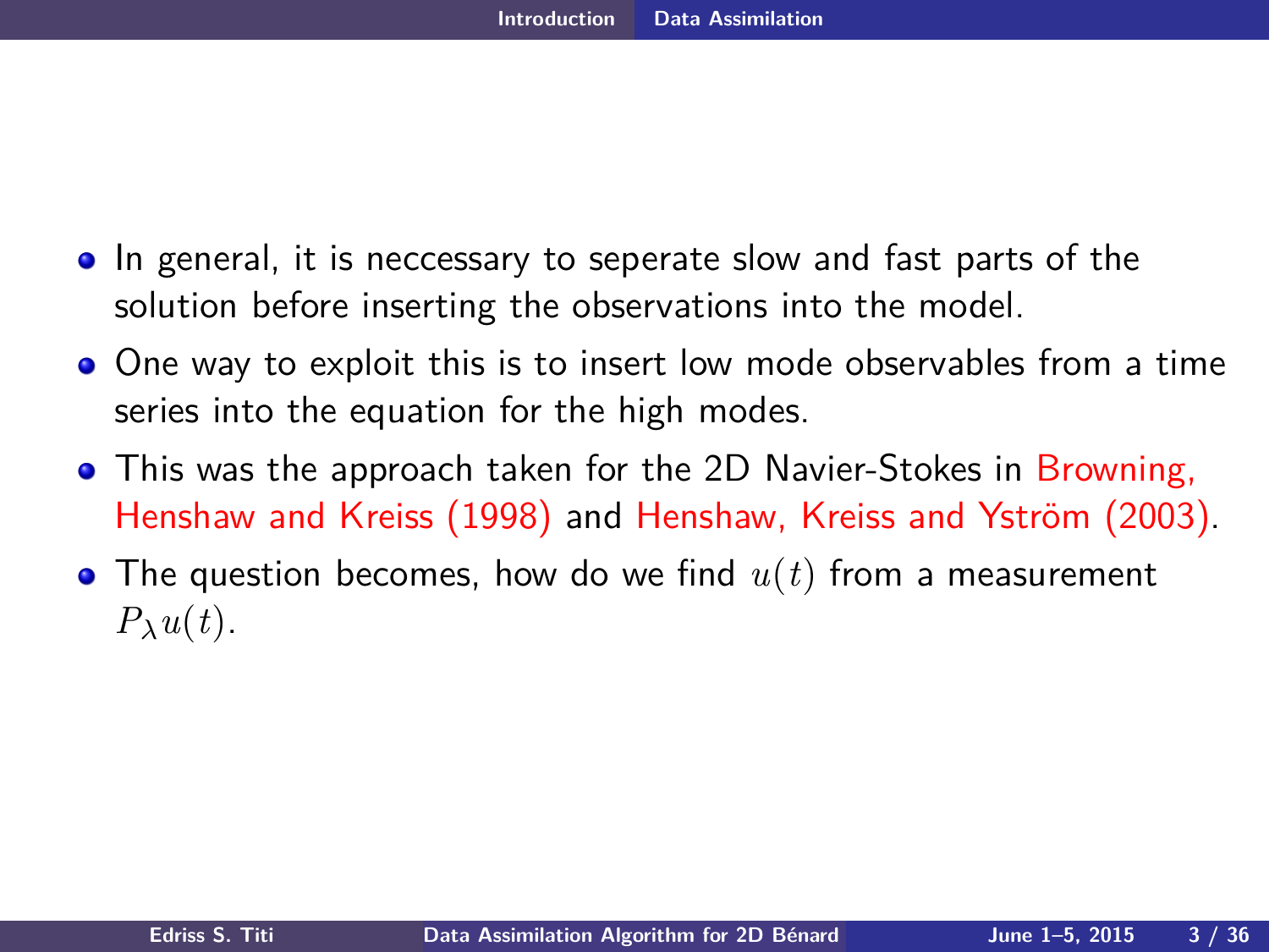- In general, it is neccessary to seperate slow and fast parts of the solution before inserting the observations into the model.
- One way to exploit this is to insert low mode observables from a time series into the equation for the high modes.
- This was the approach taken for the 2D Navier-Stokes in Browning, Henshaw and Kreiss (1998) and Henshaw, Kreiss and Yström (2003).
- The question becomes, how do we find $u(t)$ from a measurement $P_\lambda u(t)$.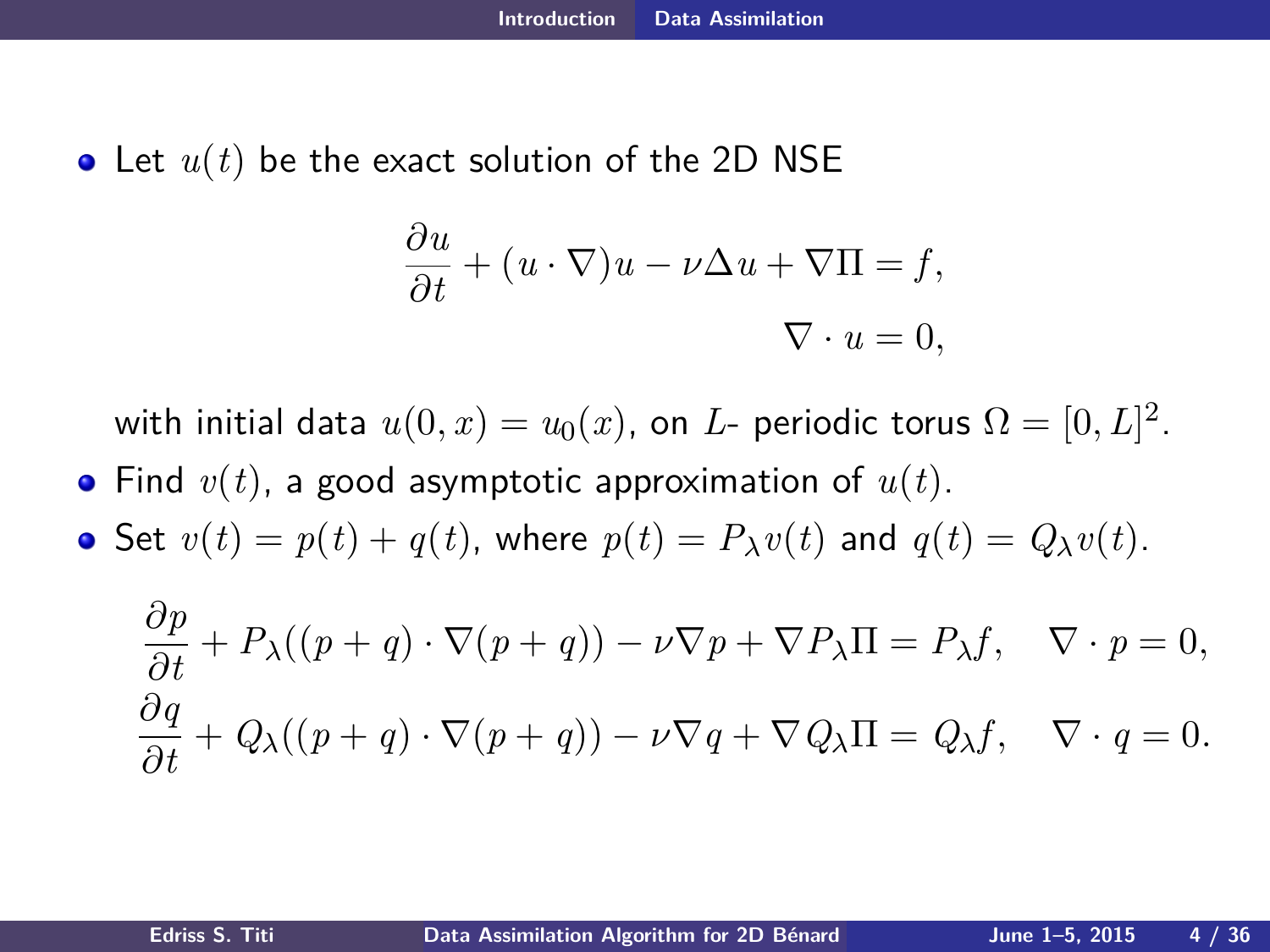- Let $u(t)$ be the exact solution of the 2D NSE

$$\frac{\partial u}{\partial t} + (u \cdot \nabla)u - \nu \Delta u + \nabla \Pi = f,$$
$$\nabla \cdot u = 0,$$

  with initial data $u(0,x) = u_0(x)$, on $L$- periodic torus $\Omega = [0,L]^2$.

- Find $v(t)$, a good asymptotic approximation of $u(t)$.
- Set $v(t) = p(t) + q(t)$, where $p(t) = P_\lambda v(t)$ and $q(t) = Q_\lambda v(t)$.

$$\frac{\partial p}{\partial t} + P_\lambda((p+q)\cdot \nabla(p+q)) - \nu \nabla p + \nabla P_\lambda \Pi = P_\lambda f, \quad \nabla \cdot p = 0,$$
$$\frac{\partial q}{\partial t} + Q_\lambda((p+q)\cdot \nabla(p+q)) - \nu \nabla q + \nabla Q_\lambda \Pi = Q_\lambda f, \quad \nabla \cdot q = 0.$$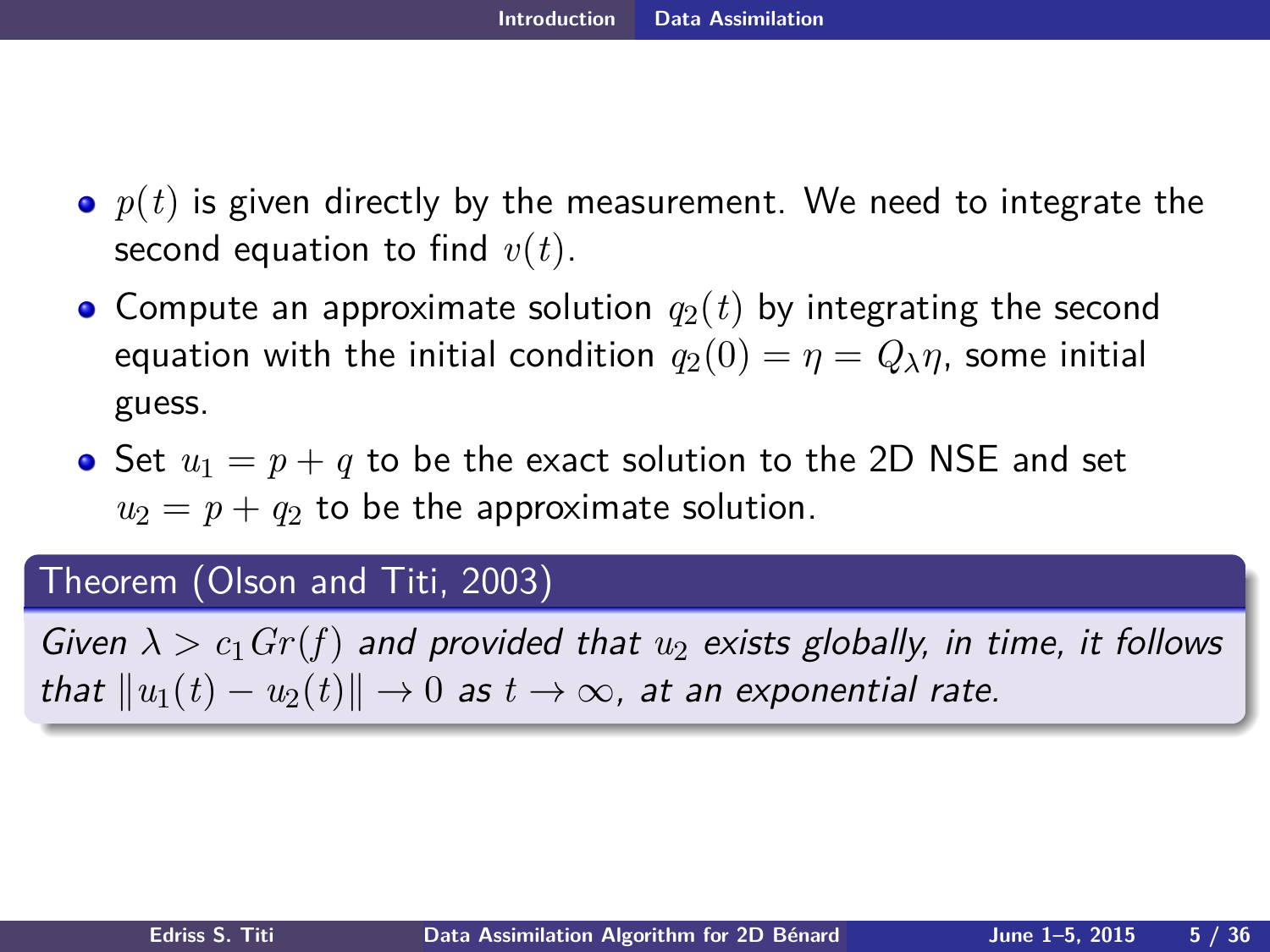- $p(t)$ is given directly by the measurement. We need to integrate the second equation to find $v(t)$.
- Compute an approximate solution $q_2(t)$ by integrating the second equation with the initial condition $q_2(0) = \eta = Q_\lambda \eta$, some initial guess.
- Set $u_1 = p + q$ to be the exact solution to the 2D NSE and set $u_2 = p + q_2$ to be the approximate solution.

**Theorem (Olson and Titi, 2003)**

*Given $\lambda > c_1 Gr(f)$ and provided that $u_2$ exists globally, in time, it follows that $\|u_1(t) - u_2(t)\| \to 0$ as $t \to \infty$, at an exponential rate.*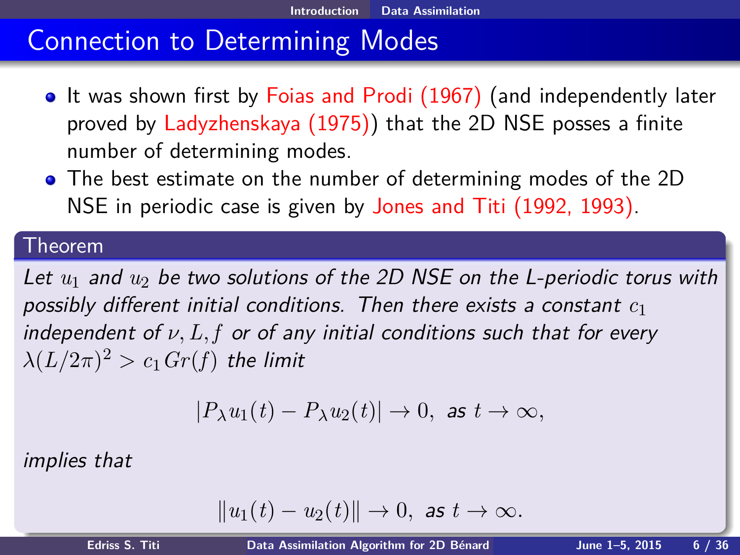# Connection to Determining Modes

- It was shown first by Foias and Prodi (1967) (and independently later proved by Ladyzhenskaya (1975)) that the 2D NSE posses a finite number of determining modes.
- The best estimate on the number of determining modes of the 2D NSE in periodic case is given by Jones and Titi (1992, 1993).

**Theorem**

*Let $u_1$ and $u_2$ be two solutions of the 2D NSE on the L-periodic torus with possibly different initial conditions. Then there exists a constant $c_1$ independent of $\nu, L, f$ or of any initial conditions such that for every $\lambda(L/2\pi)^2 > c_1 Gr(f)$ the limit*

$$|P_\lambda u_1(t) - P_\lambda u_2(t)| \to 0, \text{ as } t \to \infty,$$

*implies that*

$$\|u_1(t) - u_2(t)\| \to 0, \text{ as } t \to \infty.$$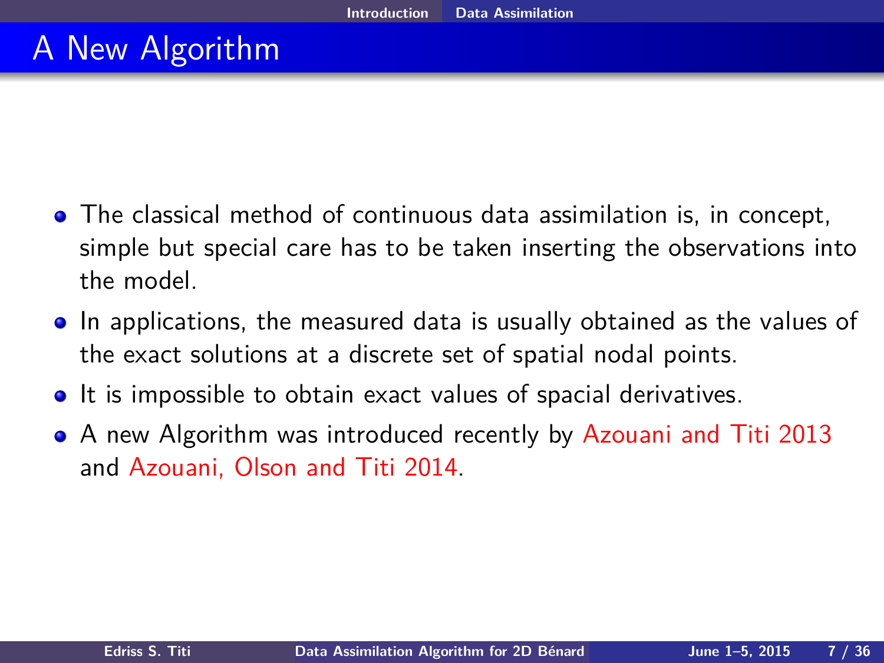# A New Algorithm

- The classical method of continuous data assimilation is, in concept, simple but special care has to be taken inserting the observations into the model.
- In applications, the measured data is usually obtained as the values of the exact solutions at a discrete set of spatial nodal points.
- It is impossible to obtain exact values of spacial derivatives.
- A new Algorithm was introduced recently by Azouani and Titi 2013 and Azouani, Olson and Titi 2014.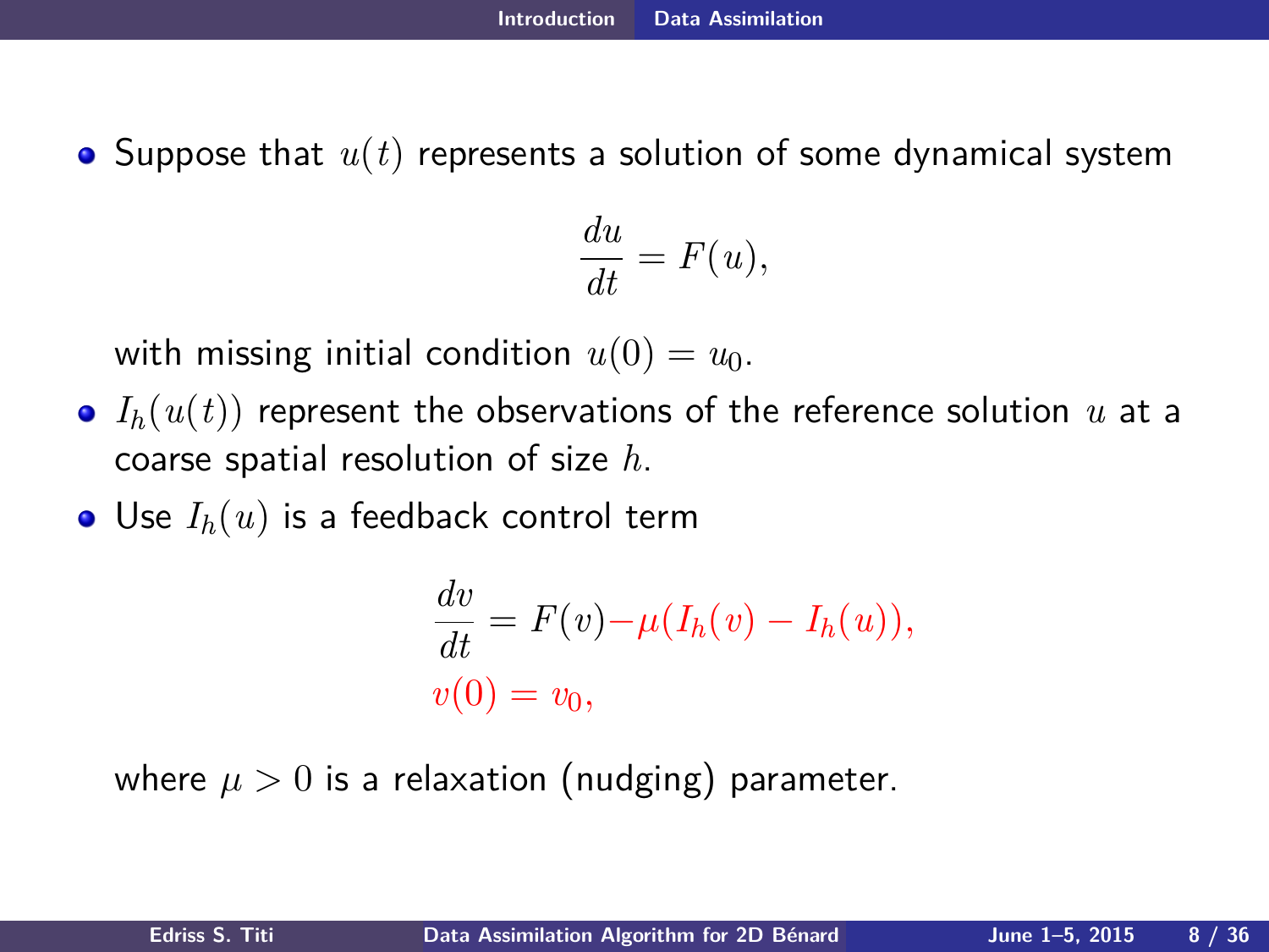- Suppose that $u(t)$ represents a solution of some dynamical system

$$\frac{du}{dt} = F(u),$$

  with missing initial condition $u(0) = u_0$.

- $I_h(u(t))$ represent the observations of the reference solution $u$ at a coarse spatial resolution of size $h$.
- Use $I_h(u)$ is a feedback control term

$$\frac{dv}{dt} = F(v) - \mu(I_h(v) - I_h(u)),$$
$$v(0) = v_0,$$

  where $\mu > 0$ is a relaxation (nudging) parameter.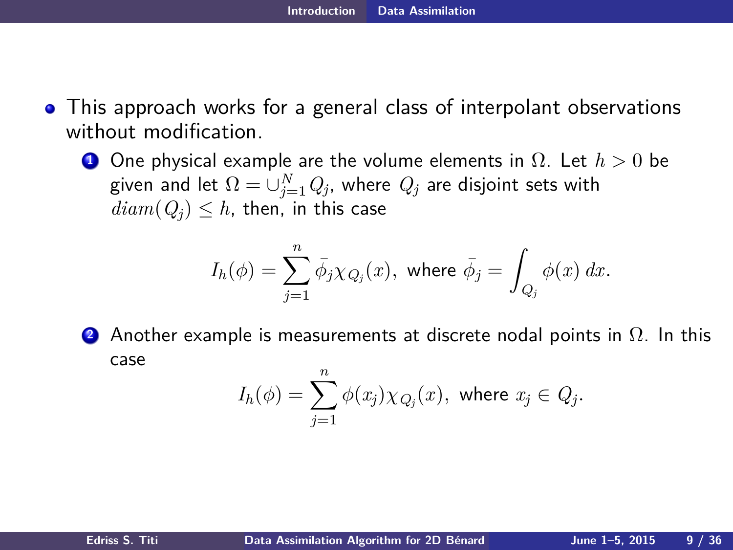- This approach works for a general class of interpolant observations without modification.

  1. One physical example are the volume elements in $\Omega$. Let $h > 0$ be given and let $\Omega = \cup_{j=1}^{N} Q_j$, where $Q_j$ are disjoint sets with $diam(Q_j) \leq h$, then, in this case

$$I_h(\phi) = \sum_{j=1}^{n} \bar{\phi}_j \chi_{Q_j}(x), \text{ where } \bar{\phi}_j = \int_{Q_j} \phi(x)\, dx.$$

  2. Another example is measurements at discrete nodal points in $\Omega$. In this case

$$I_h(\phi) = \sum_{j=1}^{n} \phi(x_j) \chi_{Q_j}(x), \text{ where } x_j \in Q_j.$$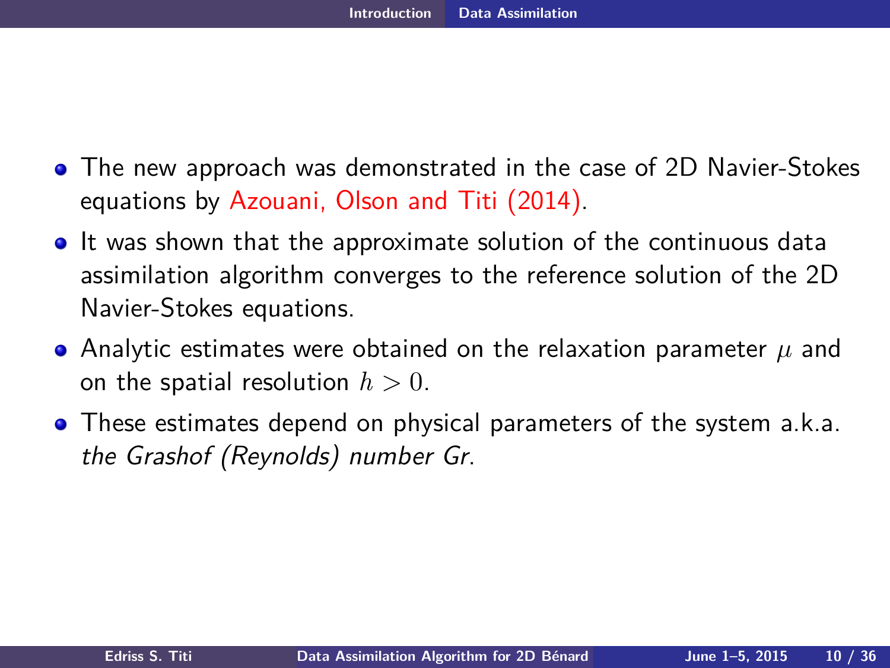- The new approach was demonstrated in the case of 2D Navier-Stokes equations by Azouani, Olson and Titi (2014).
- It was shown that the approximate solution of the continuous data assimilation algorithm converges to the reference solution of the 2D Navier-Stokes equations.
- Analytic estimates were obtained on the relaxation parameter $\mu$ and on the spatial resolution $h > 0$.
- These estimates depend on physical parameters of the system a.k.a. *the Grashof (Reynolds) number Gr*.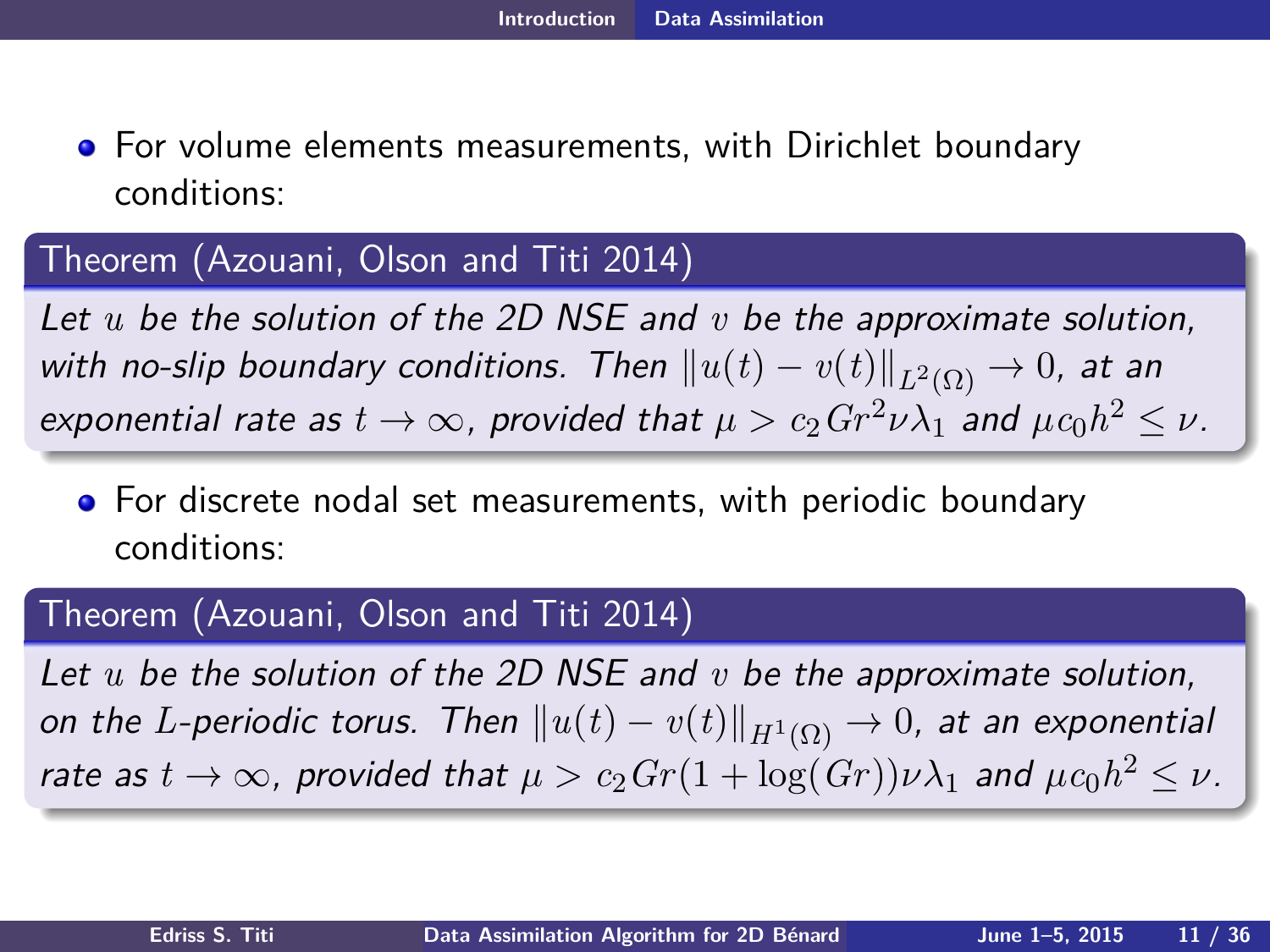- For volume elements measurements, with Dirichlet boundary conditions:

**Theorem (Azouani, Olson and Titi 2014)**

*Let $u$ be the solution of the 2D NSE and $v$ be the approximate solution, with no-slip boundary conditions. Then $\|u(t) - v(t)\|_{L^2(\Omega)} \to 0$, at an exponential rate as $t \to \infty$, provided that $\mu > c_2 Gr^2 \nu \lambda_1$ and $\mu c_0 h^2 \leq \nu$.*

- For discrete nodal set measurements, with periodic boundary conditions:

**Theorem (Azouani, Olson and Titi 2014)**

*Let $u$ be the solution of the 2D NSE and $v$ be the approximate solution, on the $L$-periodic torus. Then $\|u(t) - v(t)\|_{H^1(\Omega)} \to 0$, at an exponential rate as $t \to \infty$, provided that $\mu > c_2 Gr(1 + \log(Gr)) \nu \lambda_1$ and $\mu c_0 h^2 \leq \nu$.*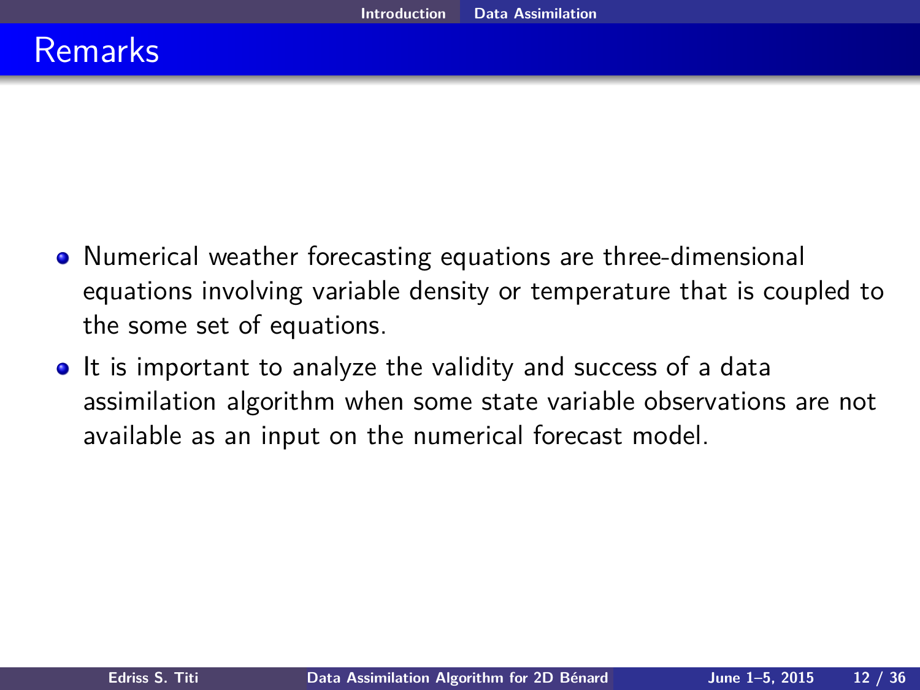# Remarks

- Numerical weather forecasting equations are three-dimensional equations involving variable density or temperature that is coupled to the some set of equations.
- It is important to analyze the validity and success of a data assimilation algorithm when some state variable observations are not available as an input on the numerical forecast model.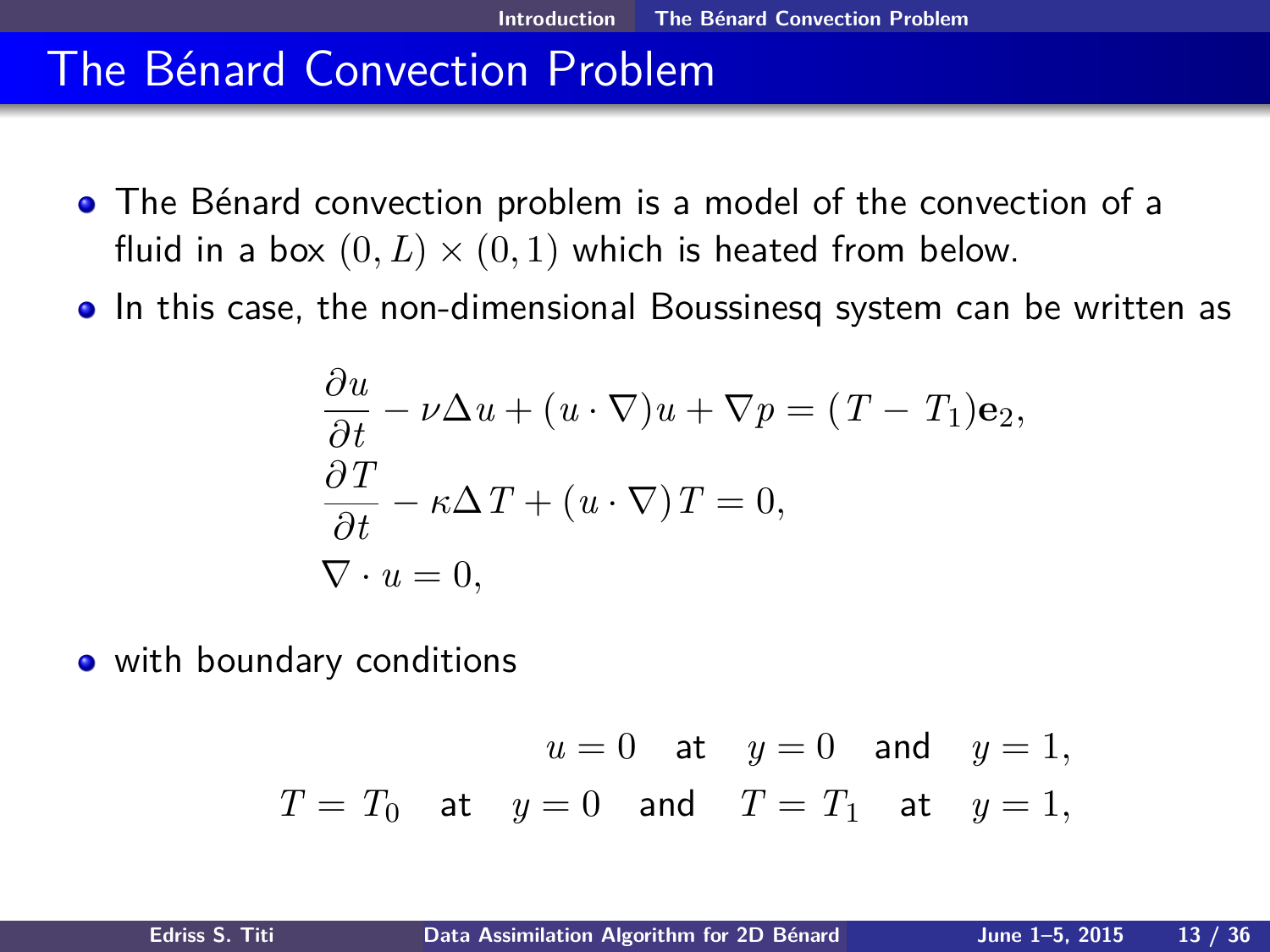# The Bénard Convection Problem

- The Bénard convection problem is a model of the convection of a fluid in a box $(0, L) \times (0, 1)$ which is heated from below.
- In this case, the non-dimensional Boussinesq system can be written as

$$
\begin{aligned}
&\frac{\partial u}{\partial t} - \nu \Delta u + (u \cdot \nabla) u + \nabla p = (T - T_1)\mathbf{e}_2, \\
&\frac{\partial T}{\partial t} - \kappa \Delta T + (u \cdot \nabla) T = 0, \\
&\nabla \cdot u = 0,
\end{aligned}
$$

- with boundary conditions

$$
\begin{aligned}
u = 0 \quad \text{at} \quad y = 0 \quad \text{and} \quad y = 1, \\
T = T_0 \quad \text{at} \quad y = 0 \quad \text{and} \quad T = T_1 \quad \text{at} \quad y = 1,
\end{aligned}
$$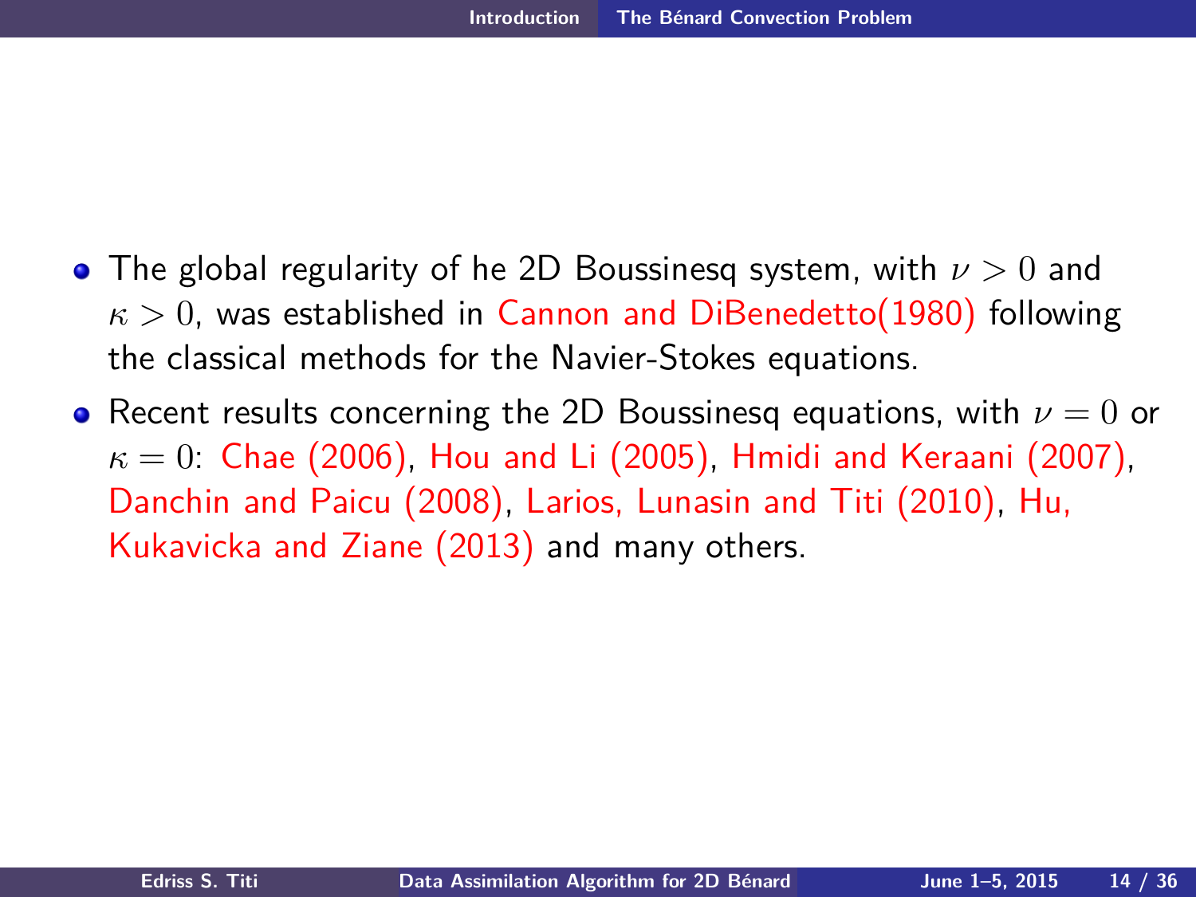- The global regularity of he 2D Boussinesq system, with $\nu > 0$ and $\kappa > 0$, was established in Cannon and DiBenedetto(1980) following the classical methods for the Navier-Stokes equations.
- Recent results concerning the 2D Boussinesq equations, with $\nu = 0$ or $\kappa = 0$: Chae (2006), Hou and Li (2005), Hmidi and Keraani (2007), Danchin and Paicu (2008), Larios, Lunasin and Titi (2010), Hu, Kukavicka and Ziane (2013) and many others.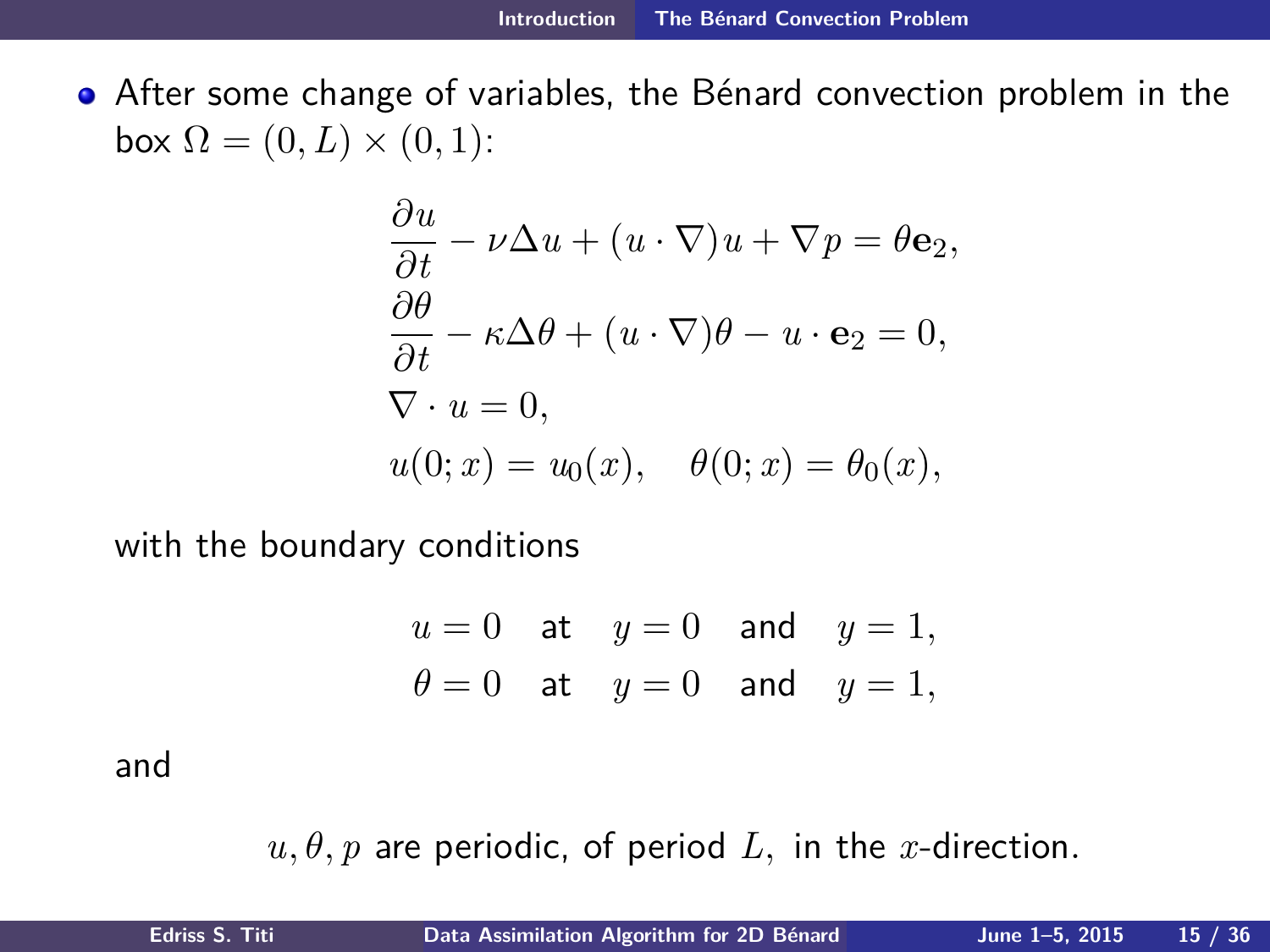- After some change of variables, the Bénard convection problem in the box $\Omega = (0, L) \times (0, 1)$:

$$
\begin{aligned}
&\frac{\partial u}{\partial t} - \nu \Delta u + (u \cdot \nabla) u + \nabla p = \theta \mathbf{e}_2, \\
&\frac{\partial \theta}{\partial t} - \kappa \Delta \theta + (u \cdot \nabla) \theta - u \cdot \mathbf{e}_2 = 0, \\
&\nabla \cdot u = 0, \\
&u(0; x) = u_0(x), \quad \theta(0; x) = \theta_0(x),
\end{aligned}
$$

with the boundary conditions

$$
\begin{aligned}
u &= 0 \quad \text{at} \quad y = 0 \quad \text{and} \quad y = 1, \\
\theta &= 0 \quad \text{at} \quad y = 0 \quad \text{and} \quad y = 1,
\end{aligned}
$$

and

$$
u, \theta, p \text{ are periodic, of period } L, \text{ in the } x\text{-direction.}
$$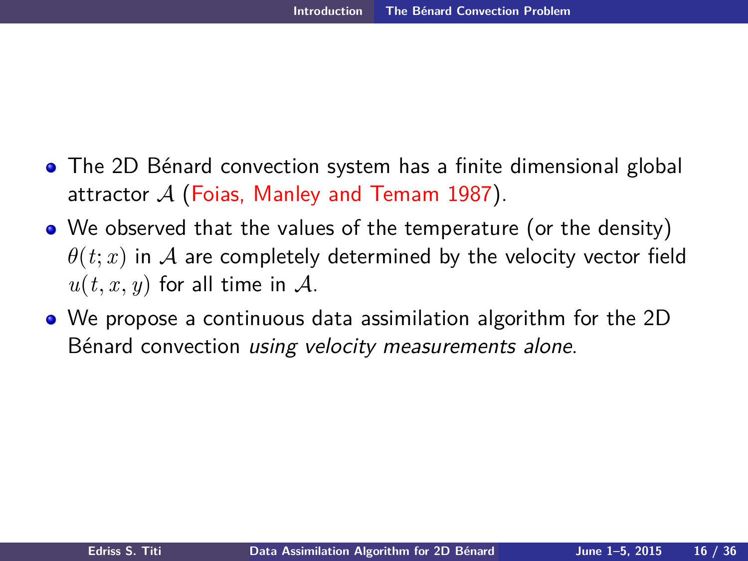- The 2D Bénard convection system has a finite dimensional global attractor $\mathcal{A}$ (Foias, Manley and Temam 1987).
- We observed that the values of the temperature (or the density) $\theta(t; x)$ in $\mathcal{A}$ are completely determined by the velocity vector field $u(t, x, y)$ for all time in $\mathcal{A}$.
- We propose a continuous data assimilation algorithm for the 2D Bénard convection *using velocity measurements alone*.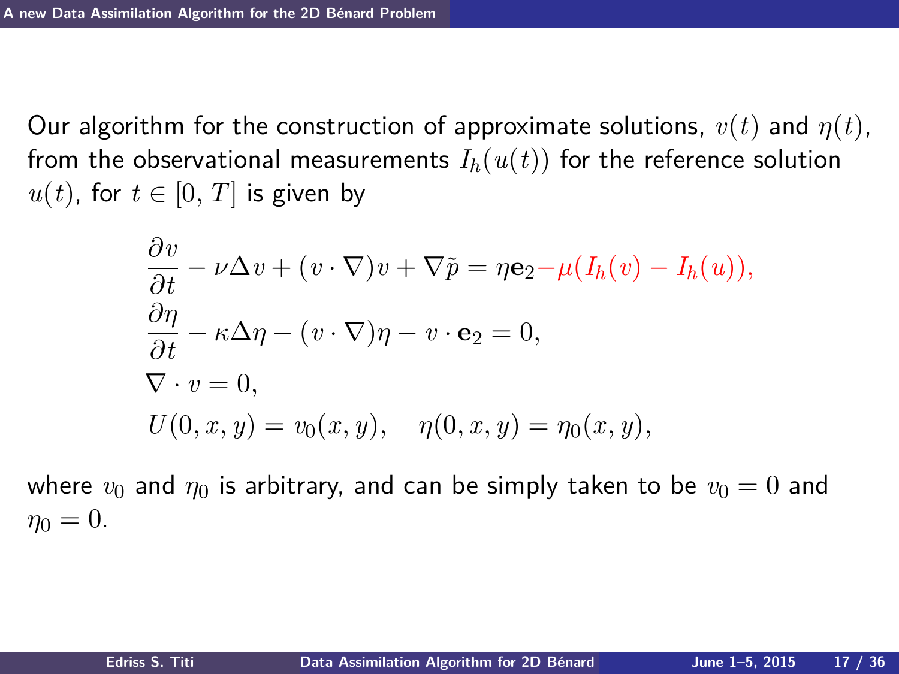Our algorithm for the construction of approximate solutions, $v(t)$ and $\eta(t)$, from the observational measurements $I_h(u(t))$ for the reference solution $u(t)$, for $t \in [0, T]$ is given by

$$
\begin{aligned}
&\frac{\partial v}{\partial t} - \nu \Delta v + (v \cdot \nabla) v + \nabla \tilde{p} = \eta \mathbf{e}_2 - \mu (I_h(v) - I_h(u)), \\
&\frac{\partial \eta}{\partial t} - \kappa \Delta \eta - (v \cdot \nabla) \eta - v \cdot \mathbf{e}_2 = 0, \\
&\nabla \cdot v = 0, \\
&U(0, x, y) = v_0(x, y), \quad \eta(0, x, y) = \eta_0(x, y),
\end{aligned}
$$

where $v_0$ and $\eta_0$ is arbitrary, and can be simply taken to be $v_0 = 0$ and $\eta_0 = 0$.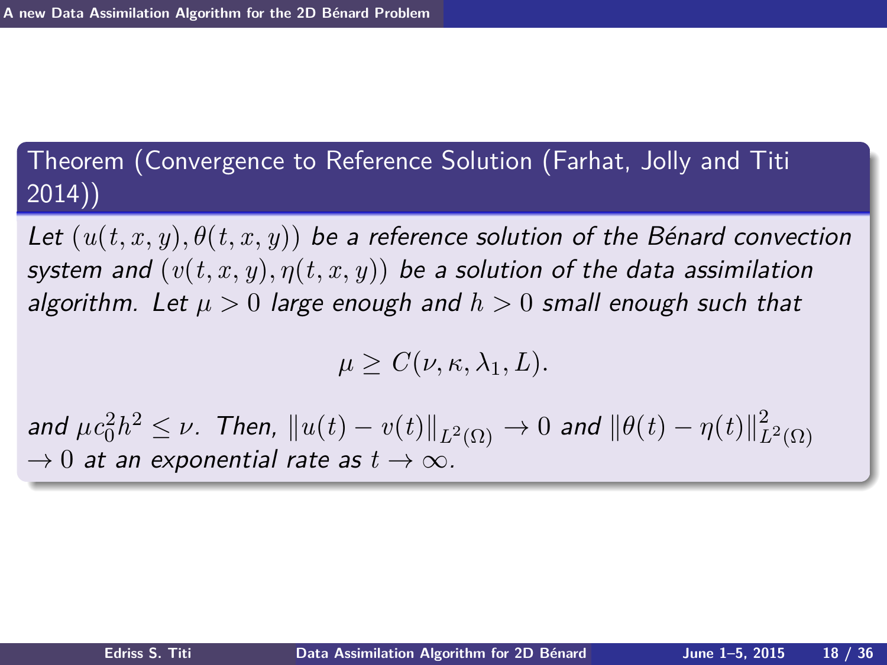**Theorem (Convergence to Reference Solution (Farhat, Jolly and Titi 2014))**

*Let $(u(t,x,y), \theta(t,x,y))$ be a reference solution of the Bénard convection system and $(v(t,x,y), \eta(t,x,y))$ be a solution of the data assimilation algorithm. Let $\mu > 0$ large enough and $h > 0$ small enough such that*

$$\mu \geq C(\nu, \kappa, \lambda_1, L).$$

*and $\mu c_0^2 h^2 \leq \nu$. Then, $\|u(t) - v(t)\|_{L^2(\Omega)} \to 0$ and $\|\theta(t) - \eta(t)\|_{L^2(\Omega)}^2 \to 0$ at an exponential rate as $t \to \infty$.*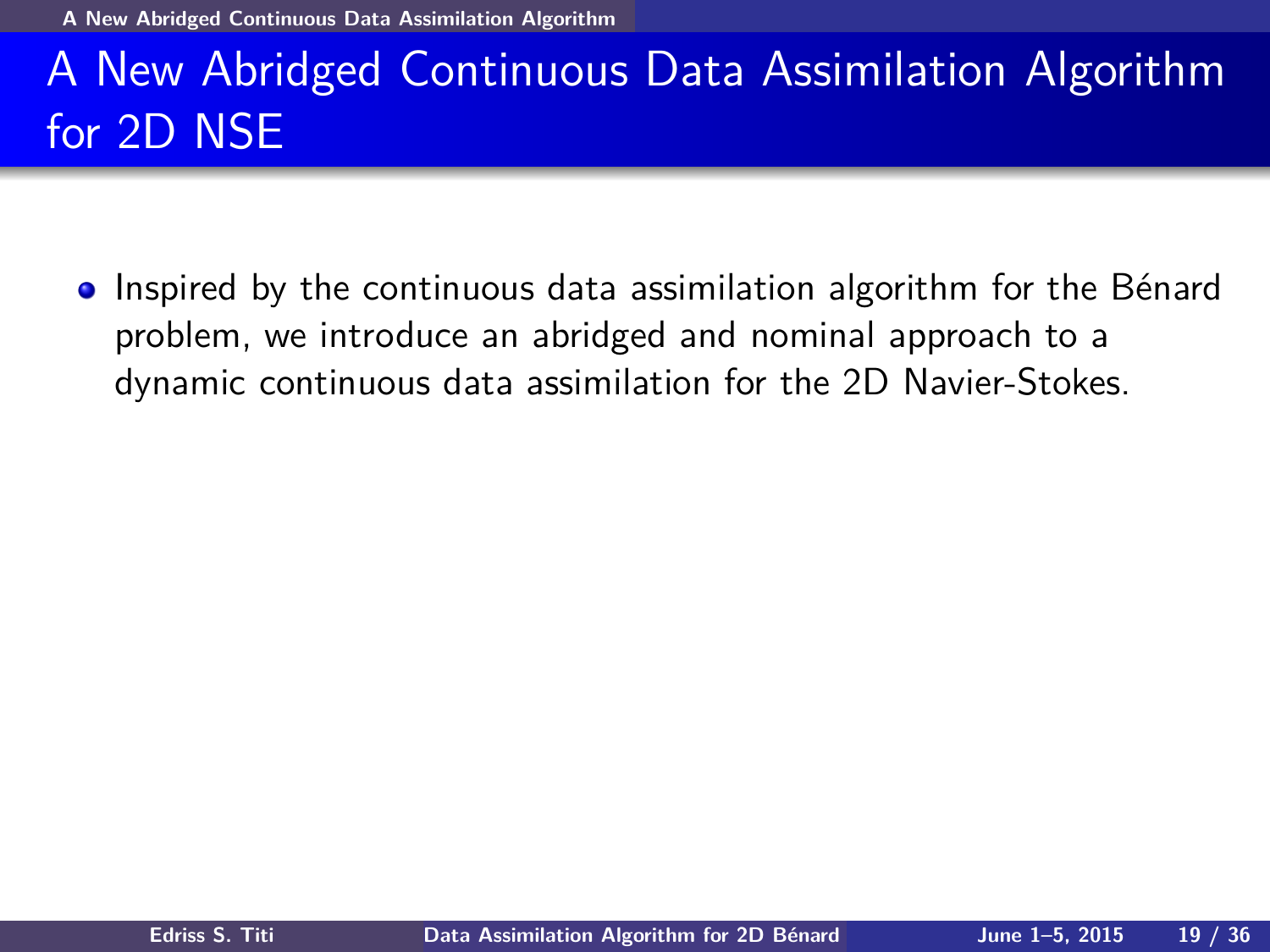# A New Abridged Continuous Data Assimilation Algorithm for 2D NSE

- Inspired by the continuous data assimilation algorithm for the Bénard problem, we introduce an abridged and nominal approach to a dynamic continuous data assimilation for the 2D Navier-Stokes.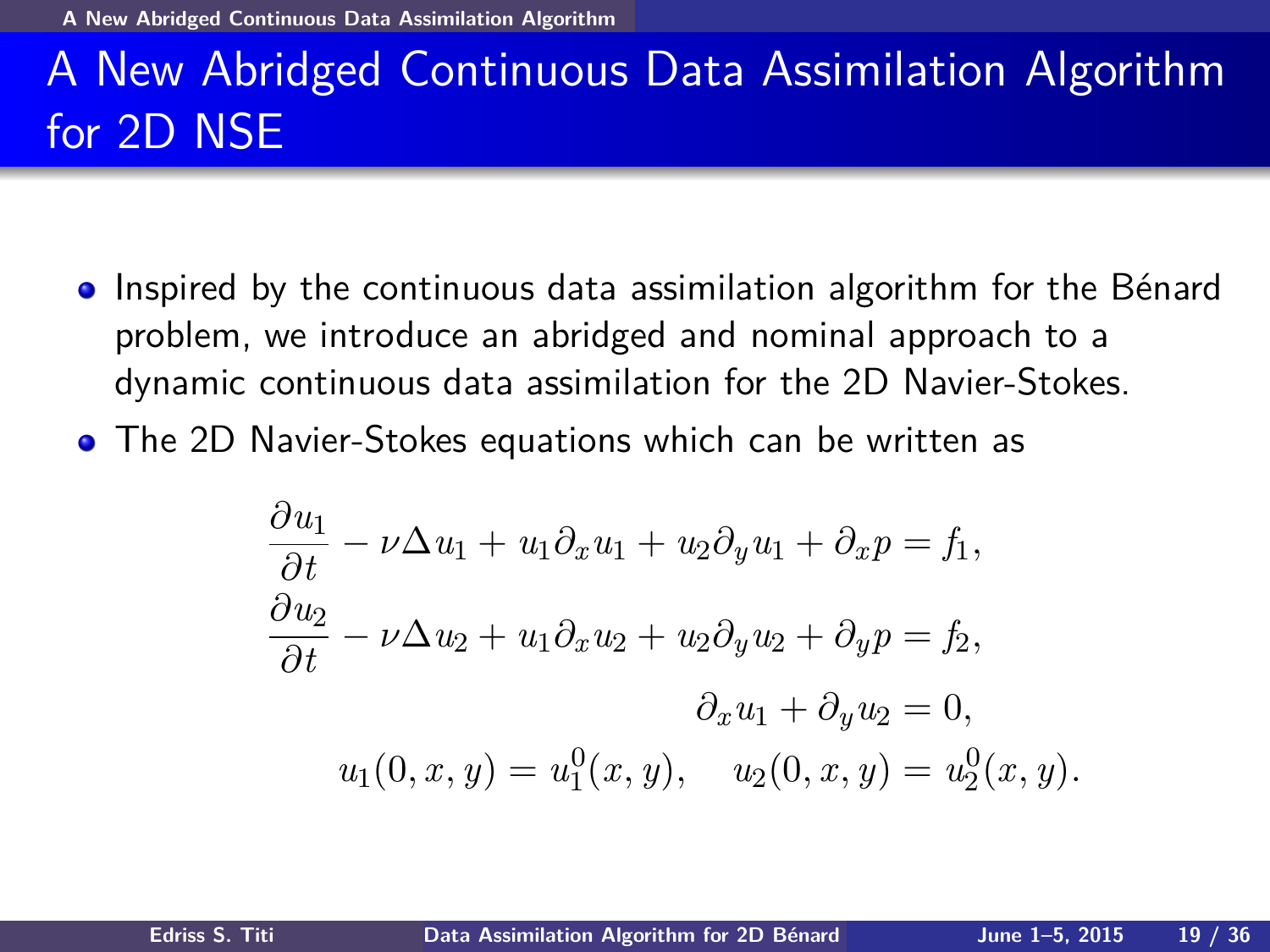# A New Abridged Continuous Data Assimilation Algorithm for 2D NSE

- Inspired by the continuous data assimilation algorithm for the Bénard problem, we introduce an abridged and nominal approach to a dynamic continuous data assimilation for the 2D Navier-Stokes.
- The 2D Navier-Stokes equations which can be written as

$$
\begin{aligned}
\frac{\partial u_1}{\partial t} - \nu \Delta u_1 + u_1 \partial_x u_1 + u_2 \partial_y u_1 + \partial_x p &= f_1, \\
\frac{\partial u_2}{\partial t} - \nu \Delta u_2 + u_1 \partial_x u_2 + u_2 \partial_y u_2 + \partial_y p &= f_2, \\
\partial_x u_1 + \partial_y u_2 &= 0, \\
u_1(0,x,y) = u_1^0(x,y), \quad u_2(0,x,y) &= u_2^0(x,y).
\end{aligned}
$$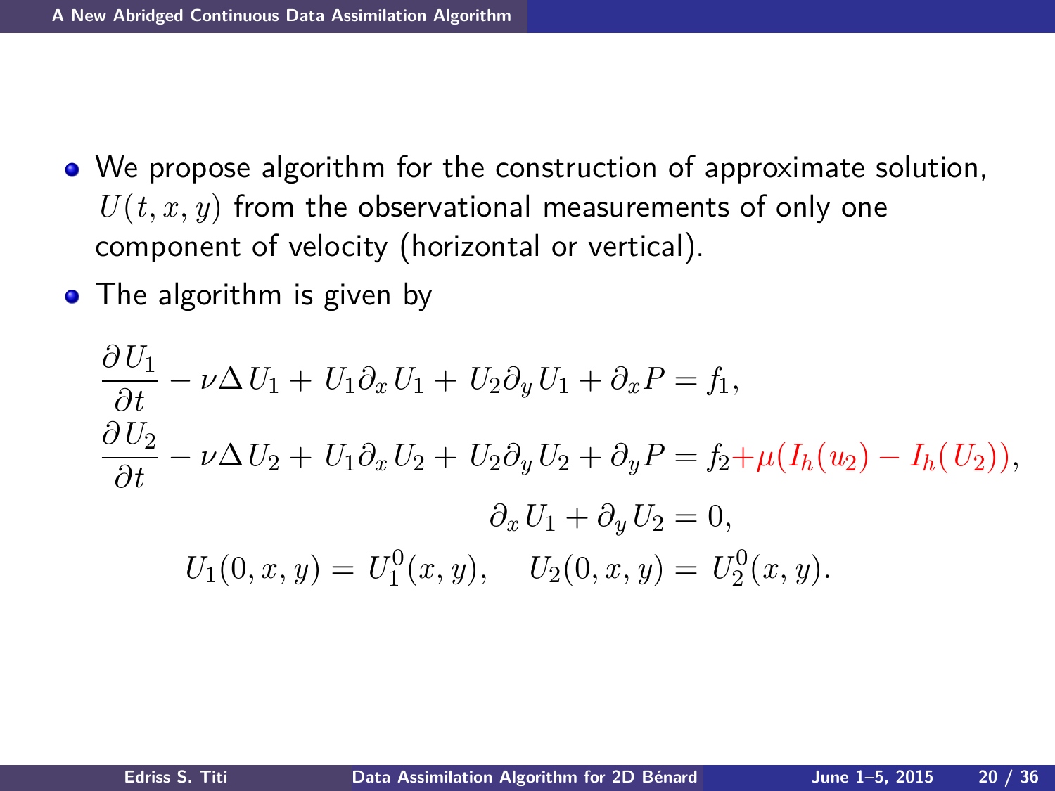- We propose algorithm for the construction of approximate solution, $U(t,x,y)$ from the observational measurements of only one component of velocity (horizontal or vertical).
- The algorithm is given by

$$
\begin{aligned}
&\frac{\partial U_1}{\partial t} - \nu \Delta U_1 + U_1 \partial_x U_1 + U_2 \partial_y U_1 + \partial_x P = f_1, \\
&\frac{\partial U_2}{\partial t} - \nu \Delta U_2 + U_1 \partial_x U_2 + U_2 \partial_y U_2 + \partial_y P = f_2 + \mu(I_h(u_2) - I_h(U_2)), \\
&\qquad\qquad\qquad\qquad \partial_x U_1 + \partial_y U_2 = 0, \\
&\qquad U_1(0,x,y) = U_1^0(x,y), \quad U_2(0,x,y) = U_2^0(x,y).
\end{aligned}
$$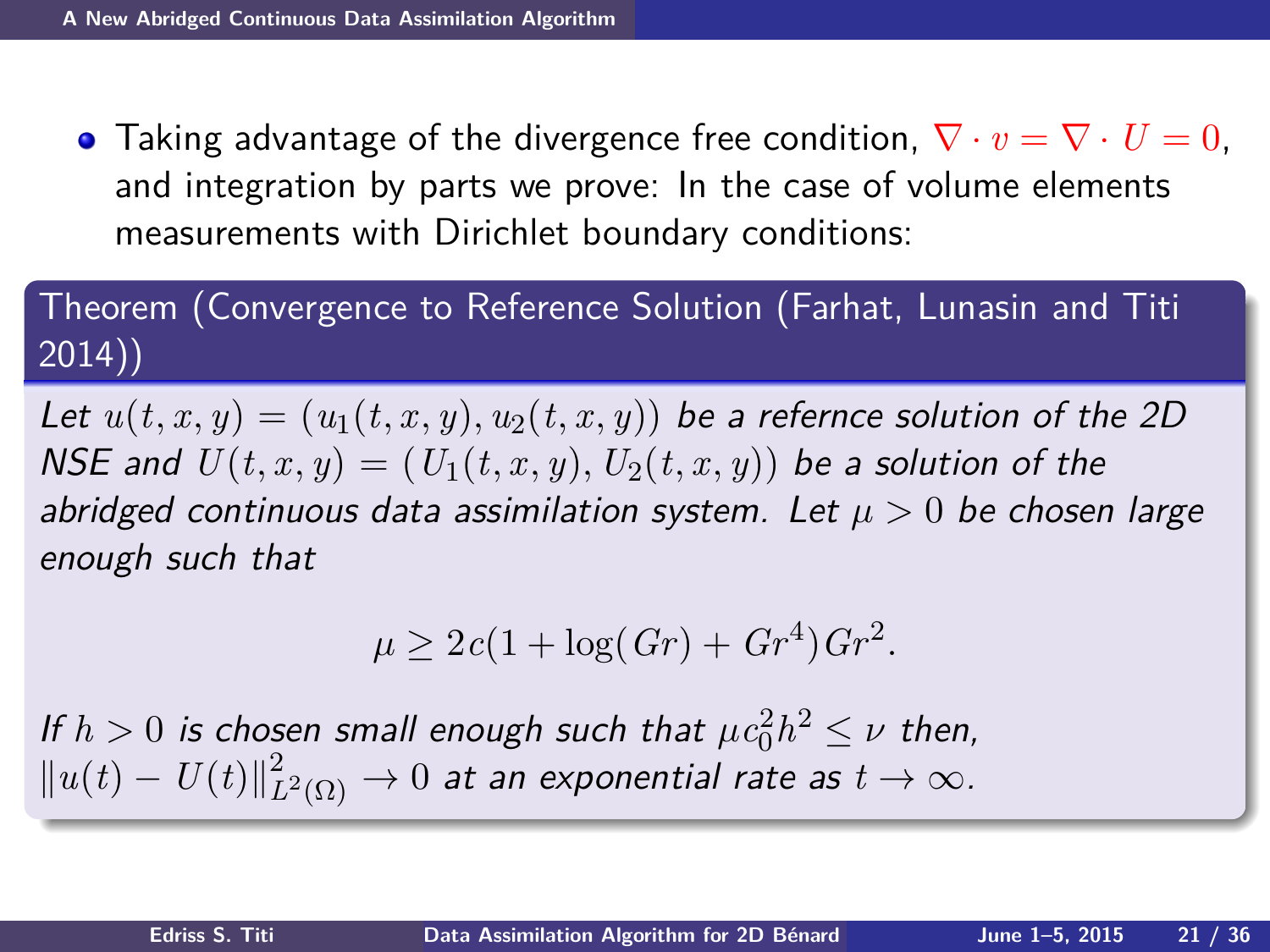- Taking advantage of the divergence free condition, $\nabla \cdot v = \nabla \cdot U = 0$, and integration by parts we prove: In the case of volume elements measurements with Dirichlet boundary conditions:

**Theorem (Convergence to Reference Solution (Farhat, Lunasin and Titi 2014))**

*Let $u(t,x,y) = (u_1(t,x,y), u_2(t,x,y))$ be a refernce solution of the 2D NSE and $U(t,x,y) = (U_1(t,x,y), U_2(t,x,y))$ be a solution of the abridged continuous data assimilation system. Let $\mu > 0$ be chosen large enough such that*

$$\mu \geq 2c(1 + \log(Gr) + Gr^4)Gr^2.$$

*If $h > 0$ is chosen small enough such that $\mu c_0^2 h^2 \leq \nu$ then, $\|u(t) - U(t)\|_{L^2(\Omega)}^2 \to 0$ at an exponential rate as $t \to \infty$.*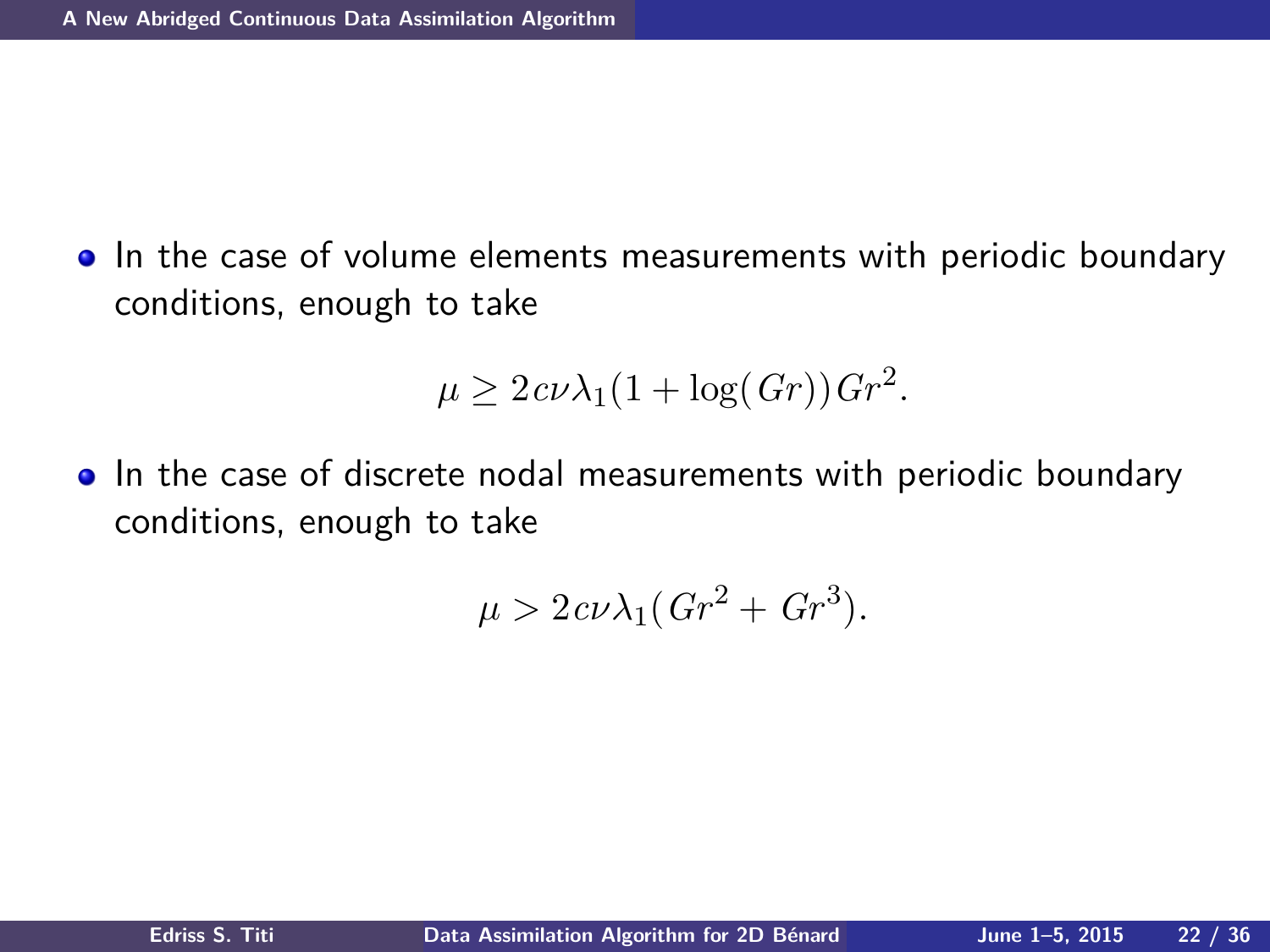- In the case of volume elements measurements with periodic boundary conditions, enough to take

$$\mu \geq 2c\nu\lambda_1(1 + \log(Gr))Gr^2.$$

- In the case of discrete nodal measurements with periodic boundary conditions, enough to take

$$\mu > 2c\nu\lambda_1(Gr^2 + Gr^3).$$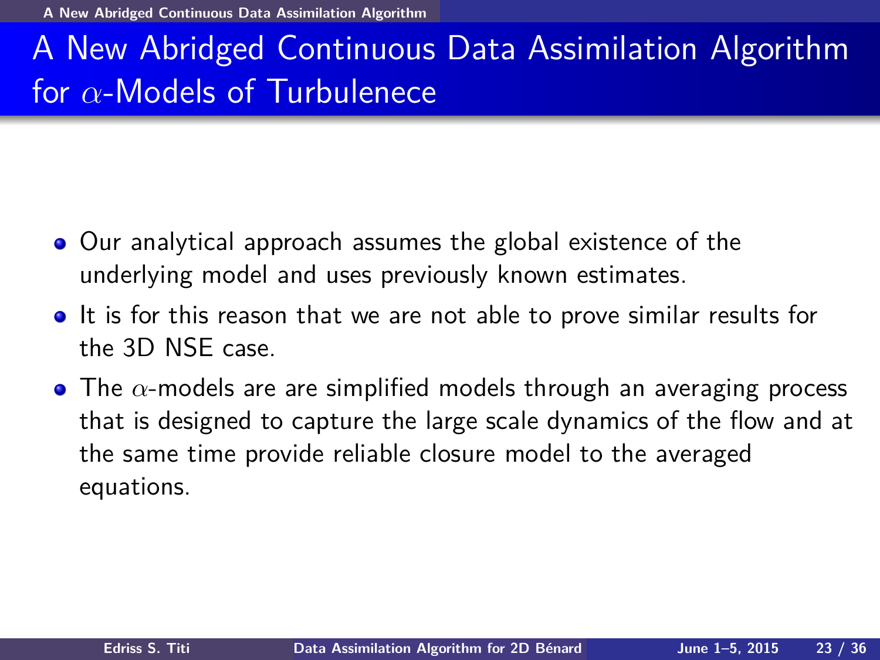# A New Abridged Continuous Data Assimilation Algorithm for $\alpha$-Models of Turbulenece

- Our analytical approach assumes the global existence of the underlying model and uses previously known estimates.
- It is for this reason that we are not able to prove similar results for the 3D NSE case.
- The $\alpha$-models are are simplified models through an averaging process that is designed to capture the large scale dynamics of the flow and at the same time provide reliable closure model to the averaged equations.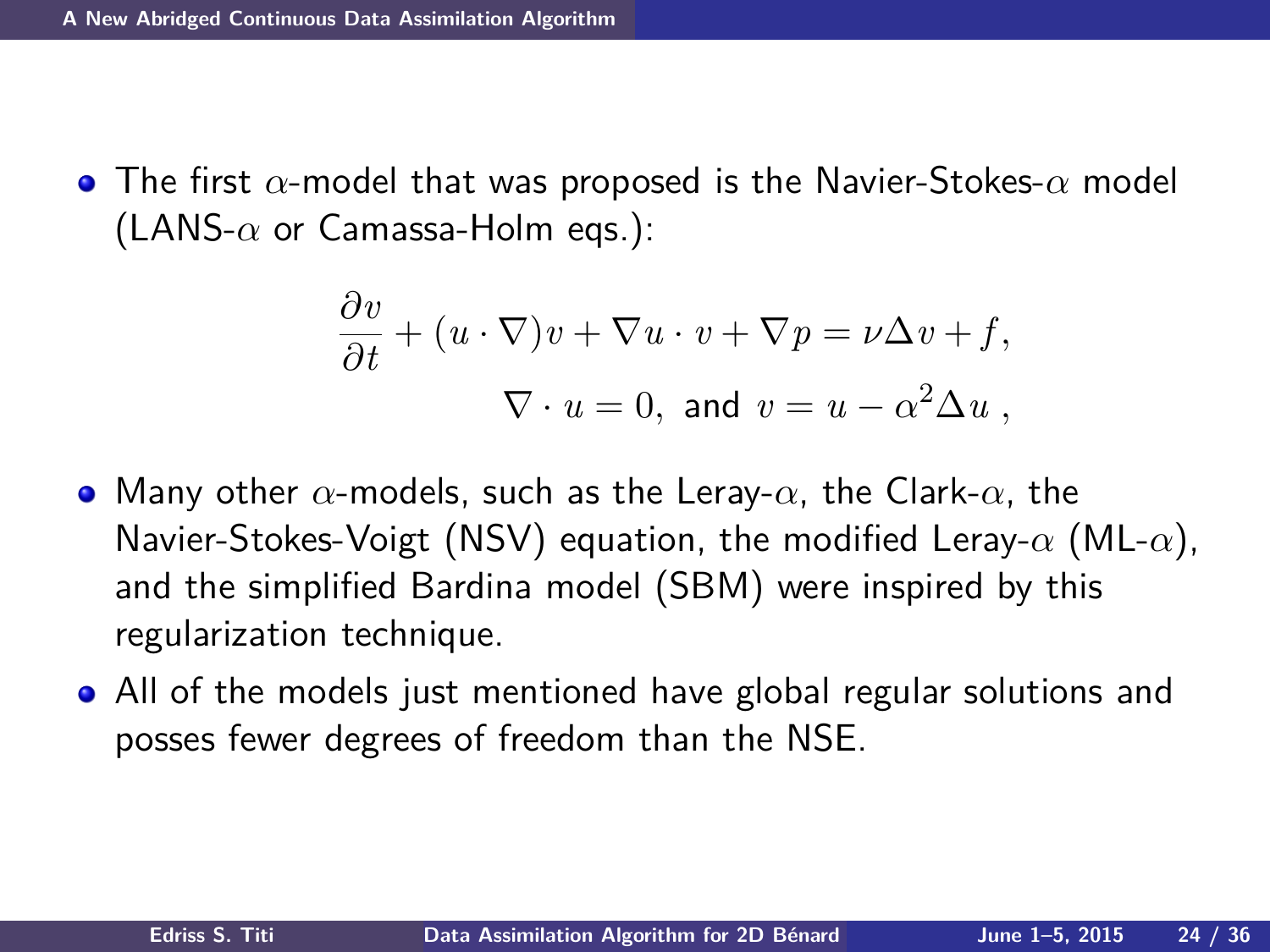- The first $\alpha$-model that was proposed is the Navier-Stokes-$\alpha$ model (LANS-$\alpha$ or Camassa-Holm eqs.):

$$\frac{\partial v}{\partial t} + (u \cdot \nabla)v + \nabla u \cdot v + \nabla p = \nu \Delta v + f,$$

$$\nabla \cdot u = 0, \text{ and } v = u - \alpha^2 \Delta u \ ,$$

- Many other $\alpha$-models, such as the Leray-$\alpha$, the Clark-$\alpha$, the Navier-Stokes-Voigt (NSV) equation, the modified Leray-$\alpha$ (ML-$\alpha$), and the simplified Bardina model (SBM) were inspired by this regularization technique.
- All of the models just mentioned have global regular solutions and posses fewer degrees of freedom than the NSE.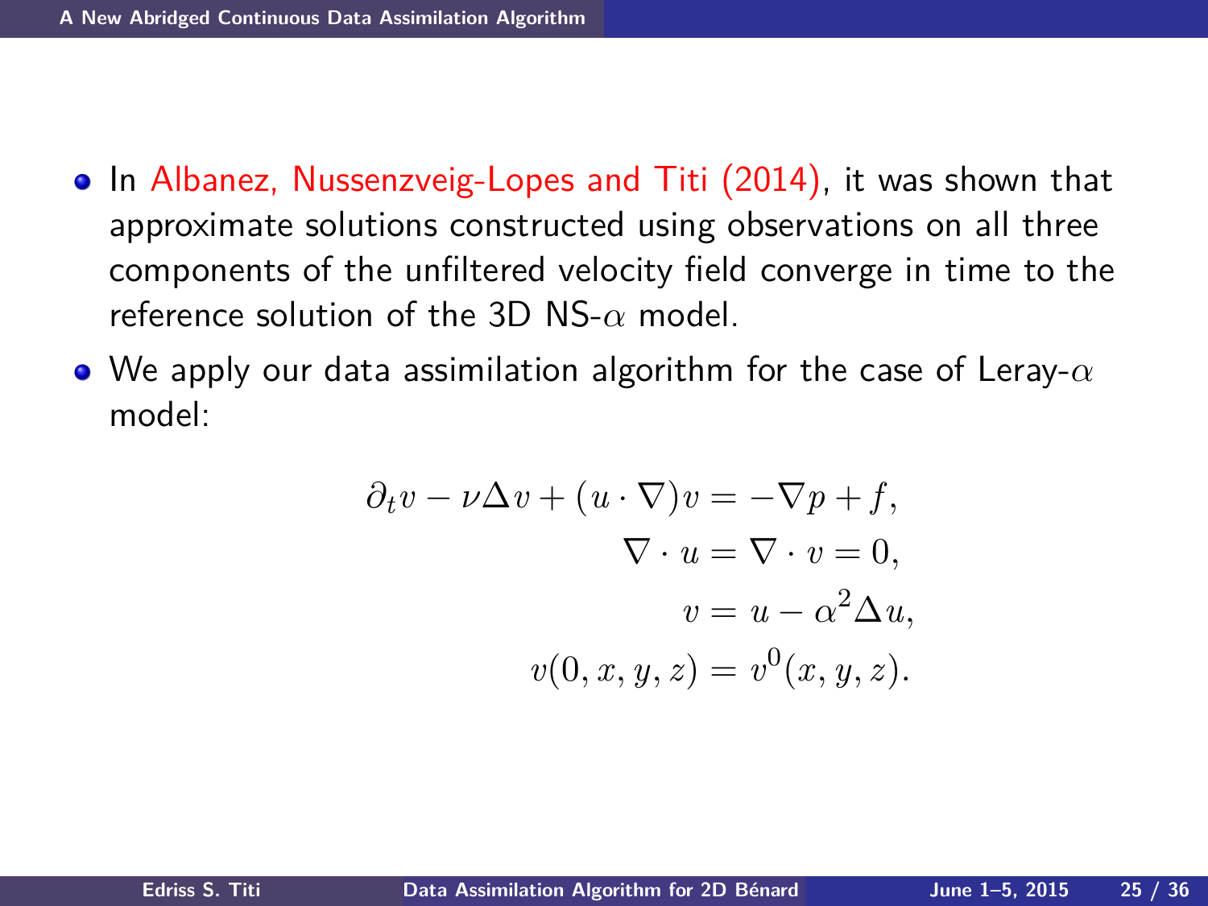- In Albanez, Nussenzveig-Lopes and Titi (2014), it was shown that approximate solutions constructed using observations on all three components of the unfiltered velocity field converge in time to the reference solution of the 3D NS-$\alpha$ model.
- We apply our data assimilation algorithm for the case of Leray-$\alpha$ model:

$$
\begin{aligned}
\partial_t v - \nu\Delta v + (u\cdot\nabla)v &= -\nabla p + f,\\
\nabla\cdot u = \nabla\cdot v &= 0,\\
v &= u - \alpha^2\Delta u,\\
v(0,x,y,z) &= v^0(x,y,z).
\end{aligned}
$$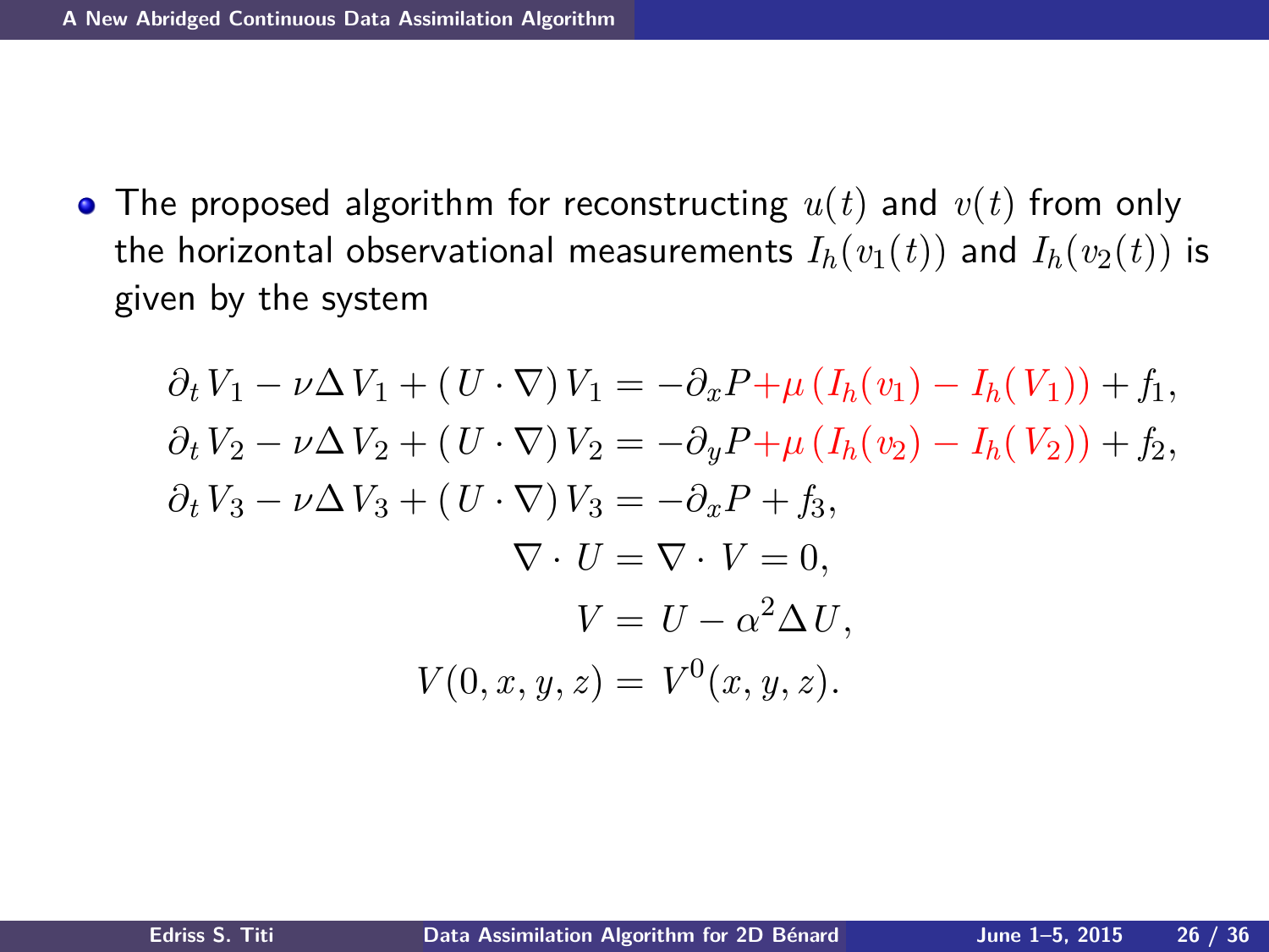- The proposed algorithm for reconstructing $u(t)$ and $v(t)$ from only the horizontal observational measurements $I_h(v_1(t))$ and $I_h(v_2(t))$ is given by the system

$$
\begin{aligned}
\partial_t V_1 - \nu\Delta V_1 + (U\cdot\nabla) V_1 &= -\partial_x P + \mu\left(I_h(v_1) - I_h(V_1)\right) + f_1,\\
\partial_t V_2 - \nu\Delta V_2 + (U\cdot\nabla) V_2 &= -\partial_y P + \mu\left(I_h(v_2) - I_h(V_2)\right) + f_2,\\
\partial_t V_3 - \nu\Delta V_3 + (U\cdot\nabla) V_3 &= -\partial_x P + f_3,\\
\nabla\cdot U = \nabla\cdot V &= 0,\\
V &= U - \alpha^2\Delta U,\\
V(0,x,y,z) &= V^0(x,y,z).
\end{aligned}
$$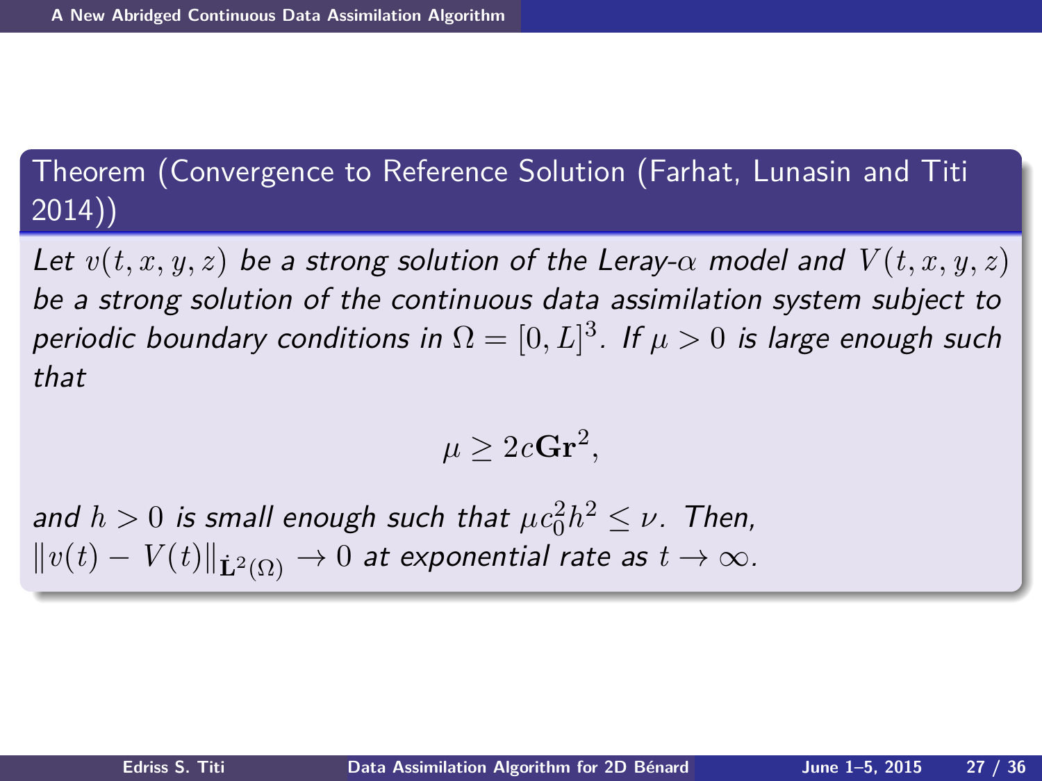**Theorem (Convergence to Reference Solution (Farhat, Lunasin and Titi 2014))**

*Let $v(t,x,y,z)$ be a strong solution of the Leray-$\alpha$ model and $V(t,x,y,z)$ be a strong solution of the continuous data assimilation system subject to periodic boundary conditions in $\Omega = [0,L]^3$. If $\mu > 0$ is large enough such that*

$$\mu \geq 2c\mathbf{Gr}^2,$$

*and $h > 0$ is small enough such that $\mu c_0^2 h^2 \leq \nu$. Then, $\|v(t) - V(t)\|_{\dot{\mathbf{L}}^2(\Omega)} \to 0$ at exponential rate as $t \to \infty$.*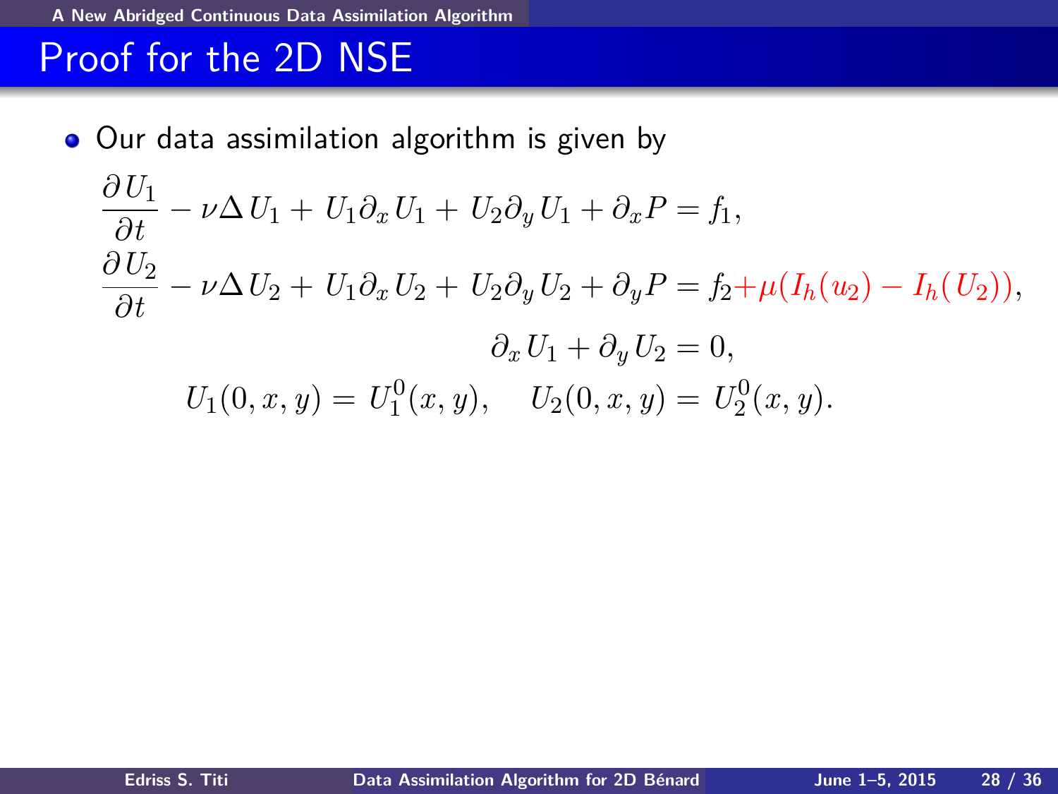# Proof for the 2D NSE

- Our data assimilation algorithm is given by

$$
\begin{aligned}
&\frac{\partial U_1}{\partial t} - \nu \Delta U_1 + U_1 \partial_x U_1 + U_2 \partial_y U_1 + \partial_x P = f_1, \\
&\frac{\partial U_2}{\partial t} - \nu \Delta U_2 + U_1 \partial_x U_2 + U_2 \partial_y U_2 + \partial_y P = f_2 + \mu (I_h(u_2) - I_h(U_2)), \\
&\partial_x U_1 + \partial_y U_2 = 0, \\
&U_1(0,x,y) = U_1^0(x,y), \quad U_2(0,x,y) = U_2^0(x,y).
\end{aligned}
$$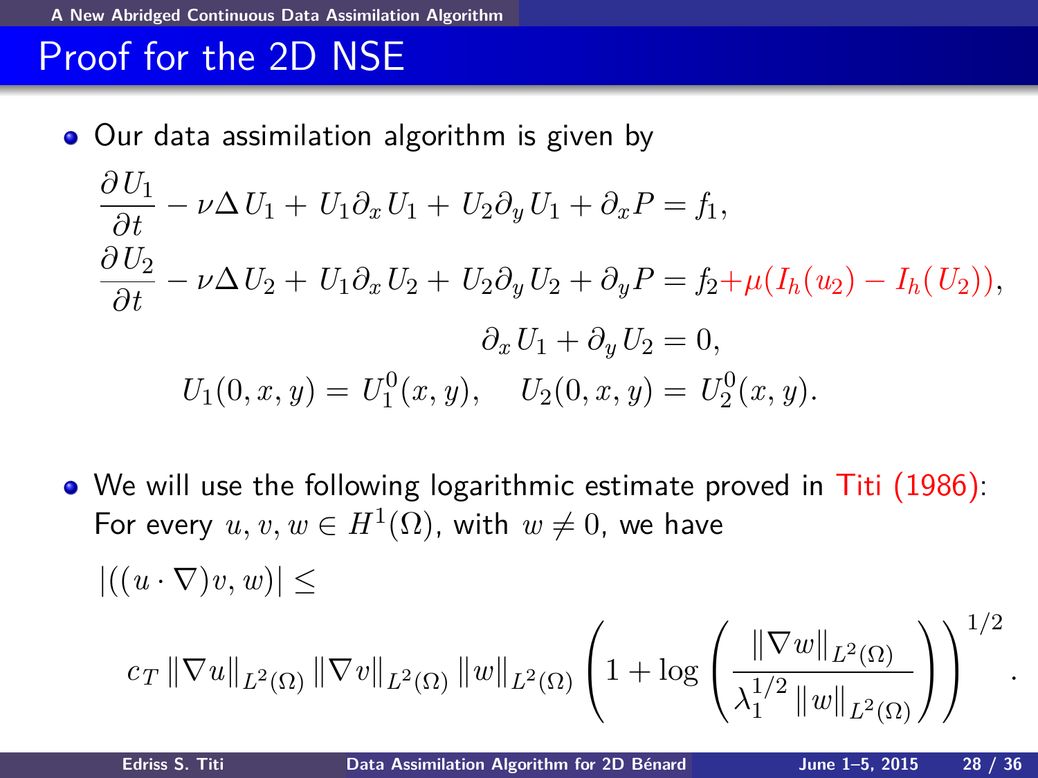# Proof for the 2D NSE

- Our data assimilation algorithm is given by

$$
\begin{aligned}
&\frac{\partial U_1}{\partial t} - \nu \Delta U_1 + U_1 \partial_x U_1 + U_2 \partial_y U_1 + \partial_x P = f_1, \\
&\frac{\partial U_2}{\partial t} - \nu \Delta U_2 + U_1 \partial_x U_2 + U_2 \partial_y U_2 + \partial_y P = f_2 + \mu (I_h(u_2) - I_h(U_2)), \\
&\partial_x U_1 + \partial_y U_2 = 0, \\
&U_1(0,x,y) = U_1^0(x,y), \quad U_2(0,x,y) = U_2^0(x,y).
\end{aligned}
$$

- We will use the following logarithmic estimate proved in Titi (1986): For every $u, v, w \in H^1(\Omega)$, with $w \neq 0$, we have

$$
|((u \cdot \nabla) v, w)| \leq
$$

$$
c_T \|\nabla u\|_{L^2(\Omega)} \|\nabla v\|_{L^2(\Omega)} \|w\|_{L^2(\Omega)} \left( 1 + \log \left( \frac{\|\nabla w\|_{L^2(\Omega)}}{\lambda_1^{1/2} \|w\|_{L^2(\Omega)}} \right) \right)^{1/2}.
$$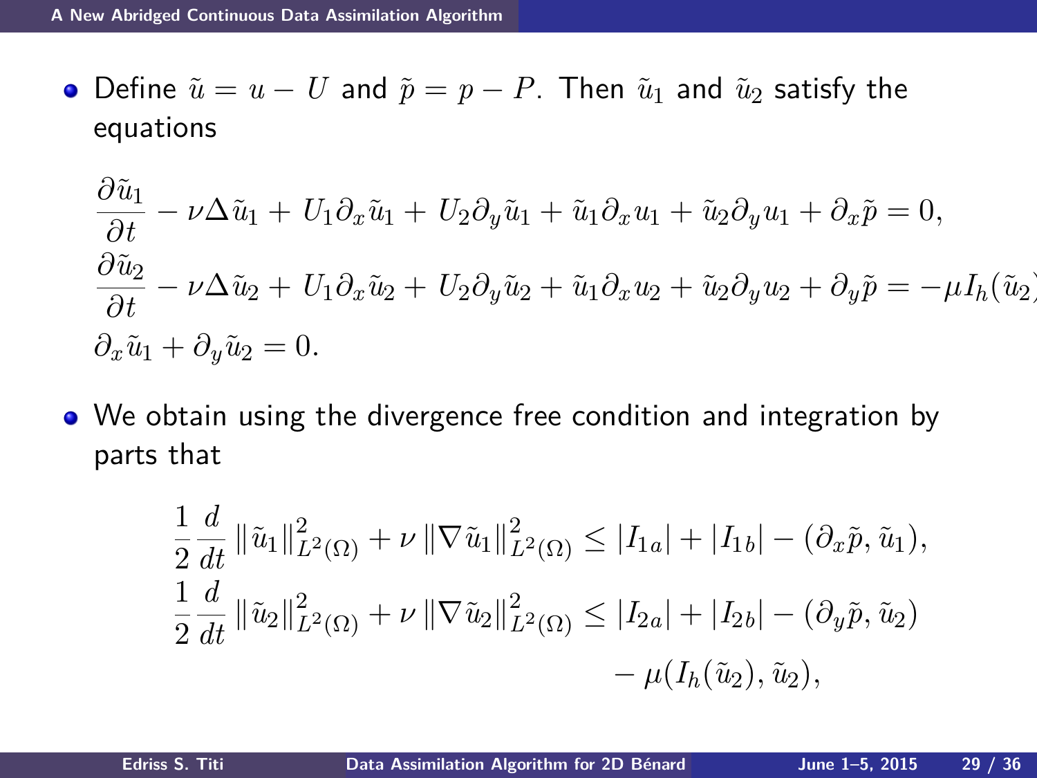- Define $\tilde{u} = u - U$ and $\tilde{p} = p - P$. Then $\tilde{u}_1$ and $\tilde{u}_2$ satisfy the equations

$$
\begin{aligned}
&\frac{\partial \tilde{u}_1}{\partial t} - \nu \Delta \tilde{u}_1 + U_1 \partial_x \tilde{u}_1 + U_2 \partial_y \tilde{u}_1 + \tilde{u}_1 \partial_x u_1 + \tilde{u}_2 \partial_y u_1 + \partial_x \tilde{p} = 0, \\
&\frac{\partial \tilde{u}_2}{\partial t} - \nu \Delta \tilde{u}_2 + U_1 \partial_x \tilde{u}_2 + U_2 \partial_y \tilde{u}_2 + \tilde{u}_1 \partial_x u_2 + \tilde{u}_2 \partial_y u_2 + \partial_y \tilde{p} = -\mu I_h(\tilde{u}_2) \\
&\partial_x \tilde{u}_1 + \partial_y \tilde{u}_2 = 0.
\end{aligned}
$$

- We obtain using the divergence free condition and integration by parts that

$$
\begin{aligned}
\frac{1}{2}\frac{d}{dt}\|\tilde{u}_1\|^2_{L^2(\Omega)} + \nu \|\nabla \tilde{u}_1\|^2_{L^2(\Omega)} &\le |I_{1a}| + |I_{1b}| - (\partial_x \tilde{p}, \tilde{u}_1), \\
\frac{1}{2}\frac{d}{dt}\|\tilde{u}_2\|^2_{L^2(\Omega)} + \nu \|\nabla \tilde{u}_2\|^2_{L^2(\Omega)} &\le |I_{2a}| + |I_{2b}| - (\partial_y \tilde{p}, \tilde{u}_2) \\
&\qquad - \mu (I_h(\tilde{u}_2), \tilde{u}_2),
\end{aligned}
$$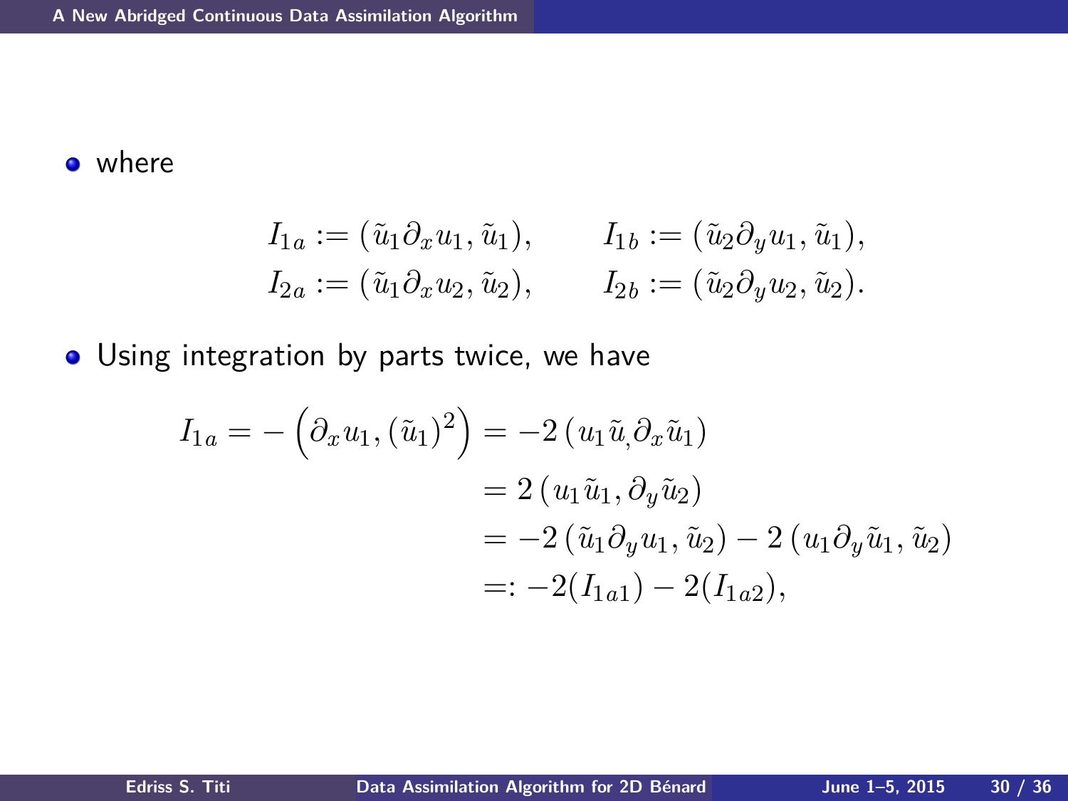- where

$$I_{1a} := (\tilde{u}_1 \partial_x u_1, \tilde{u}_1), \qquad I_{1b} := (\tilde{u}_2 \partial_y u_1, \tilde{u}_1),$$
$$I_{2a} := (\tilde{u}_1 \partial_x u_2, \tilde{u}_2), \qquad I_{2b} := (\tilde{u}_2 \partial_y u_2, \tilde{u}_2).$$

- Using integration by parts twice, we have

$$
\begin{aligned}
I_{1a} = -\left(\partial_x u_1, (\tilde{u}_1)^2\right) &= -2\left(u_1 \tilde{u}_, \partial_x \tilde{u}_1\right) \\
&= 2\left(u_1 \tilde{u}_1, \partial_y \tilde{u}_2\right) \\
&= -2\left(\tilde{u}_1 \partial_y u_1, \tilde{u}_2\right) - 2\left(u_1 \partial_y \tilde{u}_1, \tilde{u}_2\right) \\
&=: -2(I_{1a1}) - 2(I_{1a2}),
\end{aligned}
$$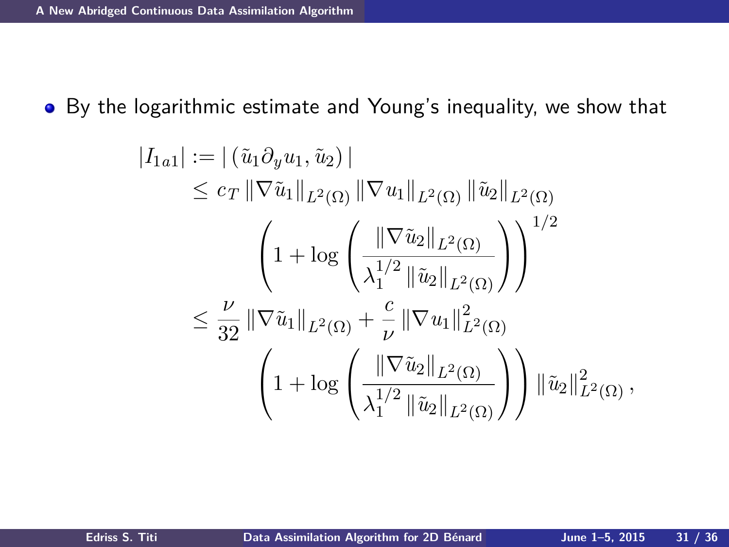- By the logarithmic estimate and Young's inequality, we show that

$$
\begin{aligned}
|I_{1a1}| &:= |\,(\tilde{u}_1 \partial_y u_1, \tilde{u}_2)\,| \\
&\le c_T \, \|\nabla \tilde{u}_1\|_{L^2(\Omega)} \, \|\nabla u_1\|_{L^2(\Omega)} \, \|\tilde{u}_2\|_{L^2(\Omega)} \\
&\qquad \left( 1 + \log \left( \frac{\|\nabla \tilde{u}_2\|_{L^2(\Omega)}}{\lambda_1^{1/2} \, \|\tilde{u}_2\|_{L^2(\Omega)}} \right) \right)^{1/2} \\
&\le \frac{\nu}{32} \, \|\nabla \tilde{u}_1\|_{L^2(\Omega)} + \frac{c}{\nu} \, \|\nabla u_1\|^2_{L^2(\Omega)} \\
&\qquad \left( 1 + \log \left( \frac{\|\nabla \tilde{u}_2\|_{L^2(\Omega)}}{\lambda_1^{1/2} \, \|\tilde{u}_2\|_{L^2(\Omega)}} \right) \right) \|\tilde{u}_2\|^2_{L^2(\Omega)} \,,
\end{aligned}
$$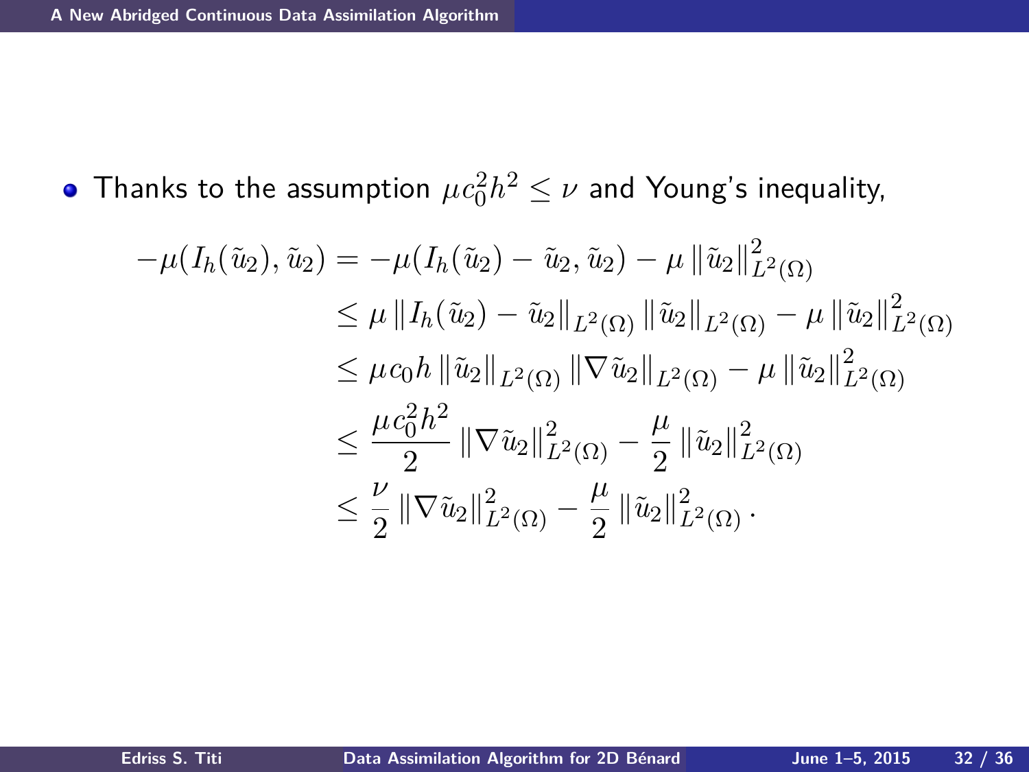- Thanks to the assumption $\mu c_0^2 h^2 \leq \nu$ and Young's inequality,

$$
\begin{aligned}
-\mu(I_h(\tilde{u}_2), \tilde{u}_2) &= -\mu(I_h(\tilde{u}_2) - \tilde{u}_2, \tilde{u}_2) - \mu \left\|\tilde{u}_2\right\|_{L^2(\Omega)}^2 \\
&\leq \mu \left\|I_h(\tilde{u}_2) - \tilde{u}_2\right\|_{L^2(\Omega)} \left\|\tilde{u}_2\right\|_{L^2(\Omega)} - \mu \left\|\tilde{u}_2\right\|_{L^2(\Omega)}^2 \\
&\leq \mu c_0 h \left\|\tilde{u}_2\right\|_{L^2(\Omega)} \left\|\nabla \tilde{u}_2\right\|_{L^2(\Omega)} - \mu \left\|\tilde{u}_2\right\|_{L^2(\Omega)}^2 \\
&\leq \frac{\mu c_0^2 h^2}{2} \left\|\nabla \tilde{u}_2\right\|_{L^2(\Omega)}^2 - \frac{\mu}{2} \left\|\tilde{u}_2\right\|_{L^2(\Omega)}^2 \\
&\leq \frac{\nu}{2} \left\|\nabla \tilde{u}_2\right\|_{L^2(\Omega)}^2 - \frac{\mu}{2} \left\|\tilde{u}_2\right\|_{L^2(\Omega)}^2 .
\end{aligned}
$$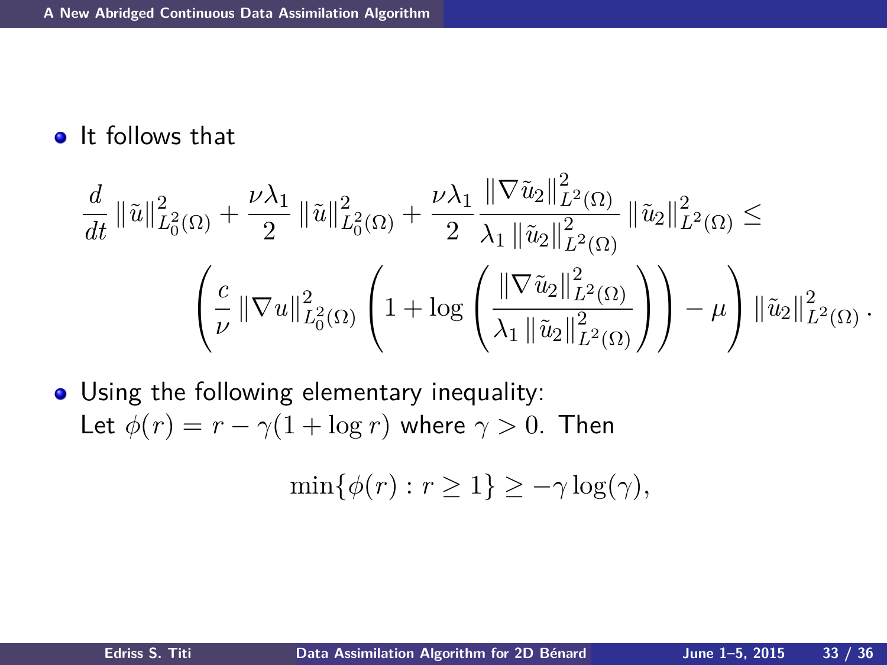- It follows that

$$\frac{d}{dt}\left\|\tilde{u}\right\|_{L_0^2(\Omega)}^2 + \frac{\nu\lambda_1}{2}\left\|\tilde{u}\right\|_{L_0^2(\Omega)}^2 + \frac{\nu\lambda_1}{2}\frac{\left\|\nabla\tilde{u}_2\right\|_{L^2(\Omega)}^2}{\lambda_1\left\|\tilde{u}_2\right\|_{L^2(\Omega)}^2}\left\|\tilde{u}_2\right\|_{L^2(\Omega)}^2 \le$$

$$\left(\frac{c}{\nu}\left\|\nabla u\right\|_{L_0^2(\Omega)}^2\left(1+\log\left(\frac{\left\|\nabla\tilde{u}_2\right\|_{L^2(\Omega)}^2}{\lambda_1\left\|\tilde{u}_2\right\|_{L^2(\Omega)}^2}\right)\right) - \mu\right)\left\|\tilde{u}_2\right\|_{L^2(\Omega)}^2.$$

- Using the following elementary inequality:
  Let $\phi(r) = r - \gamma(1+\log r)$ where $\gamma > 0$. Then

$$\min\{\phi(r) : r \ge 1\} \ge -\gamma\log(\gamma),$$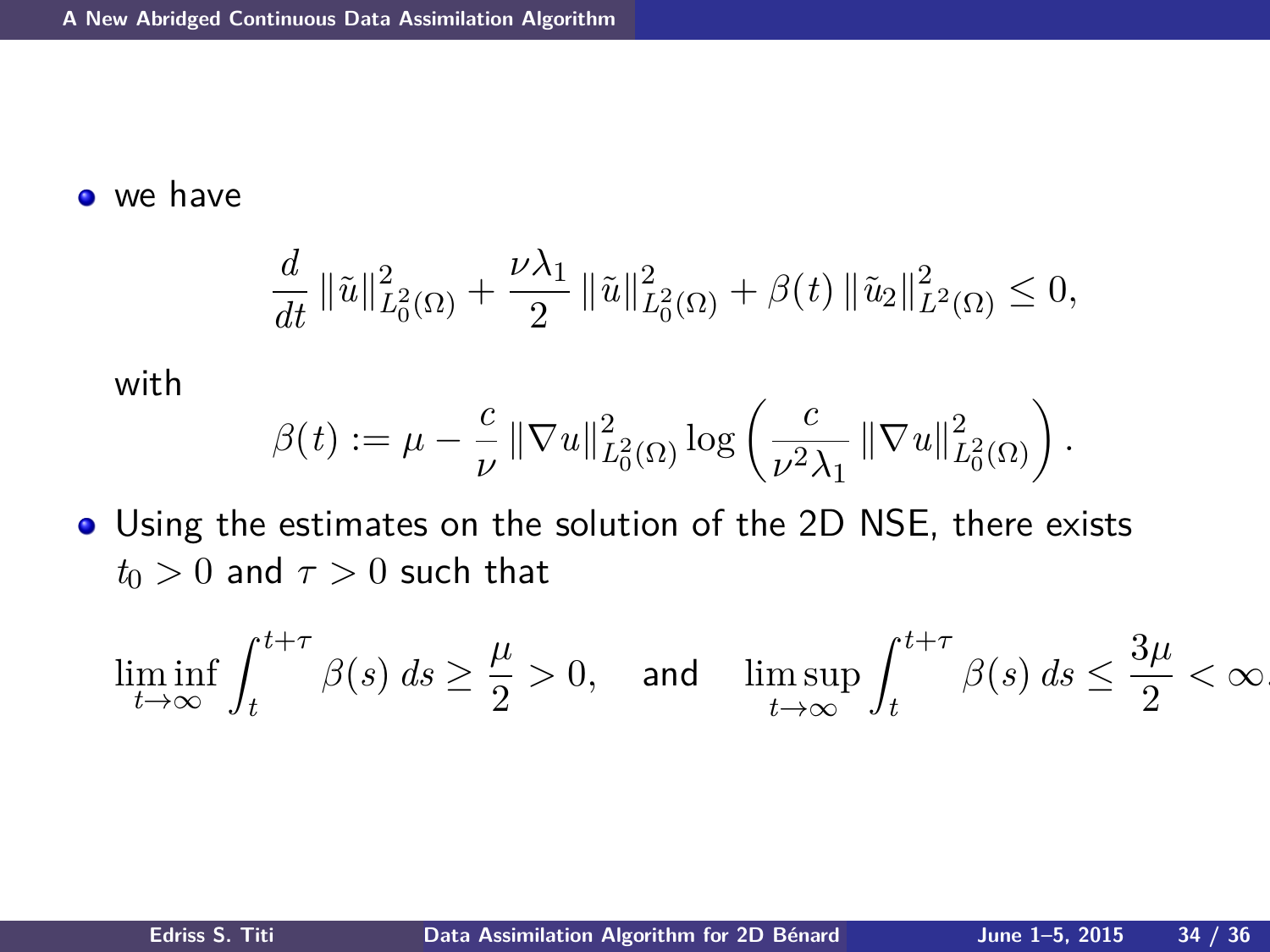- we have

$$\frac{d}{dt}\left\|\tilde{u}\right\|^2_{L^2_0(\Omega)} + \frac{\nu\lambda_1}{2}\left\|\tilde{u}\right\|^2_{L^2_0(\Omega)} + \beta(t)\left\|\tilde{u}_2\right\|^2_{L^2(\Omega)} \leq 0,$$

  with

$$\beta(t) := \mu - \frac{c}{\nu}\left\|\nabla u\right\|^2_{L^2_0(\Omega)} \log\left(\frac{c}{\nu^2\lambda_1}\left\|\nabla u\right\|^2_{L^2_0(\Omega)}\right).$$

- Using the estimates on the solution of the 2D NSE, there exists $t_0 > 0$ and $\tau > 0$ such that

$$\liminf_{t\to\infty}\int_t^{t+\tau}\beta(s)\,ds \geq \frac{\mu}{2} > 0, \quad \text{and} \quad \limsup_{t\to\infty}\int_t^{t+\tau}\beta(s)\,ds \leq \frac{3\mu}{2} < \infty.$$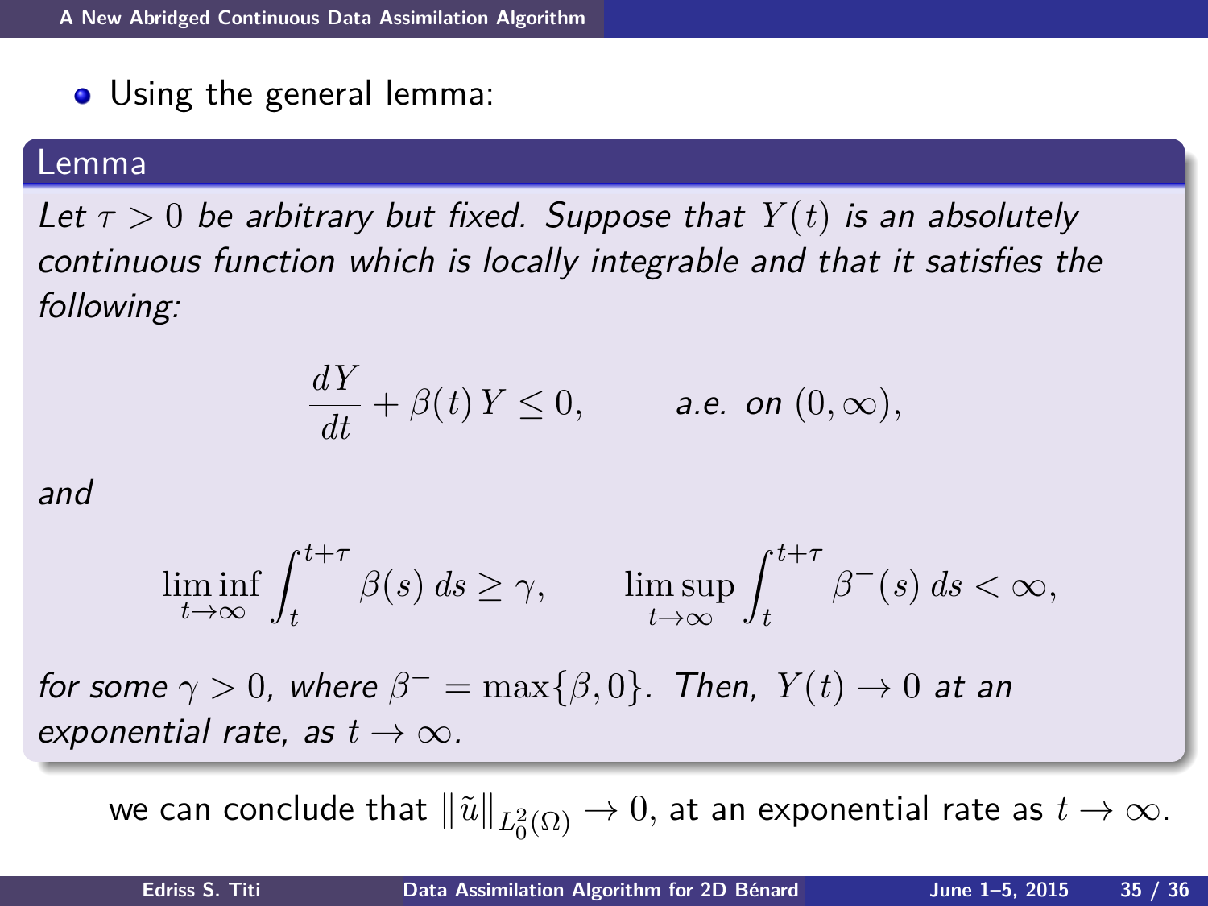- Using the general lemma:

**Lemma**

*Let $\tau > 0$ be arbitrary but fixed. Suppose that $Y(t)$ is an absolutely continuous function which is locally integrable and that it satisfies the following:*

$$\frac{dY}{dt} + \beta(t)\, Y \leq 0, \qquad \text{a.e. on } (0, \infty),$$

*and*

$$\liminf_{t\to\infty} \int_t^{t+\tau} \beta(s)\, ds \geq \gamma, \qquad \limsup_{t\to\infty} \int_t^{t+\tau} \beta^{-}(s)\, ds < \infty,$$

*for some $\gamma > 0$, where $\beta^{-} = \max\{\beta, 0\}$. Then, $Y(t) \to 0$ at an exponential rate, as $t \to \infty$.*

we can conclude that $\|\tilde{u}\|_{L_0^2(\Omega)} \to 0$, at an exponential rate as $t \to \infty$.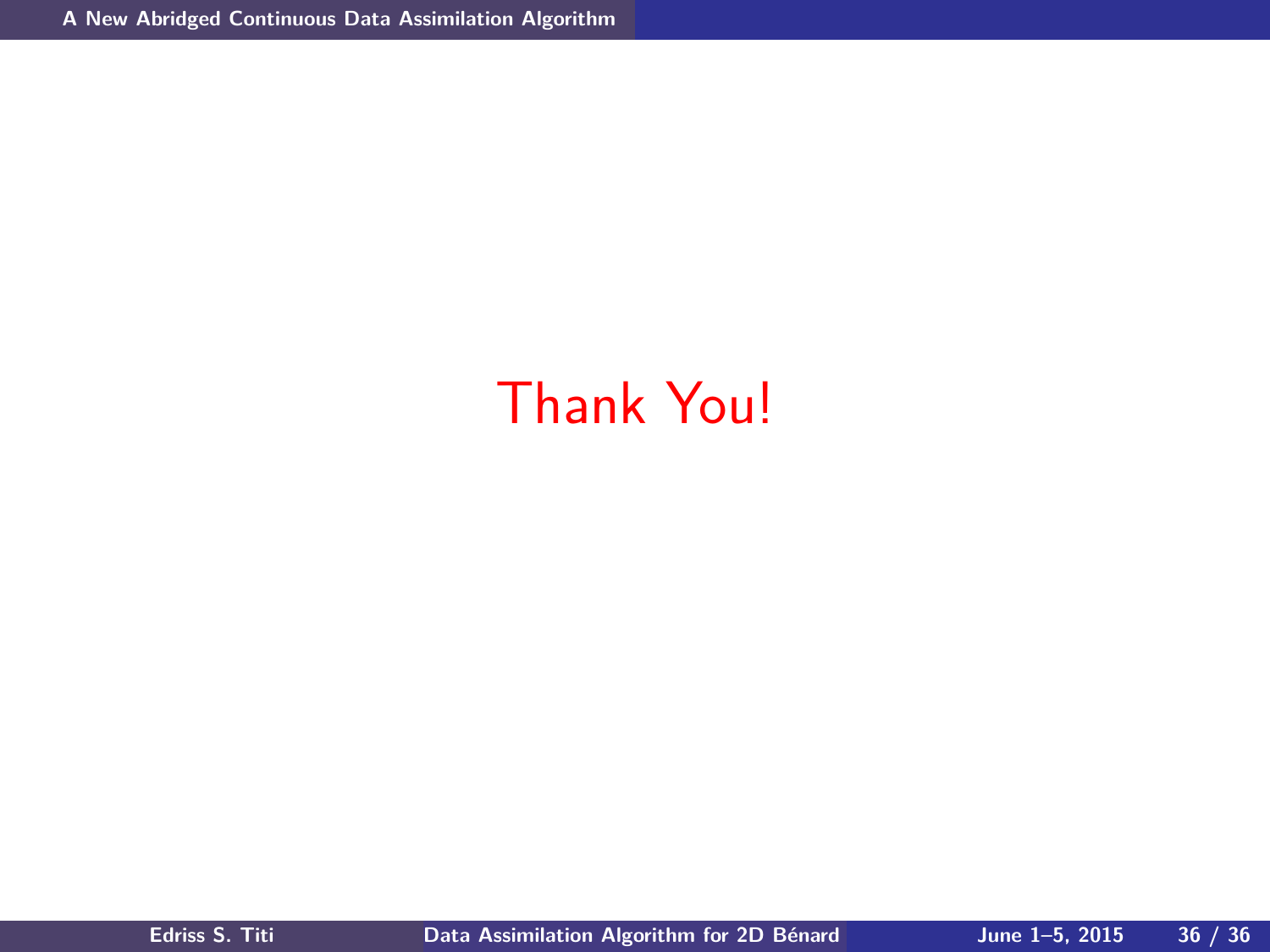Thank You!